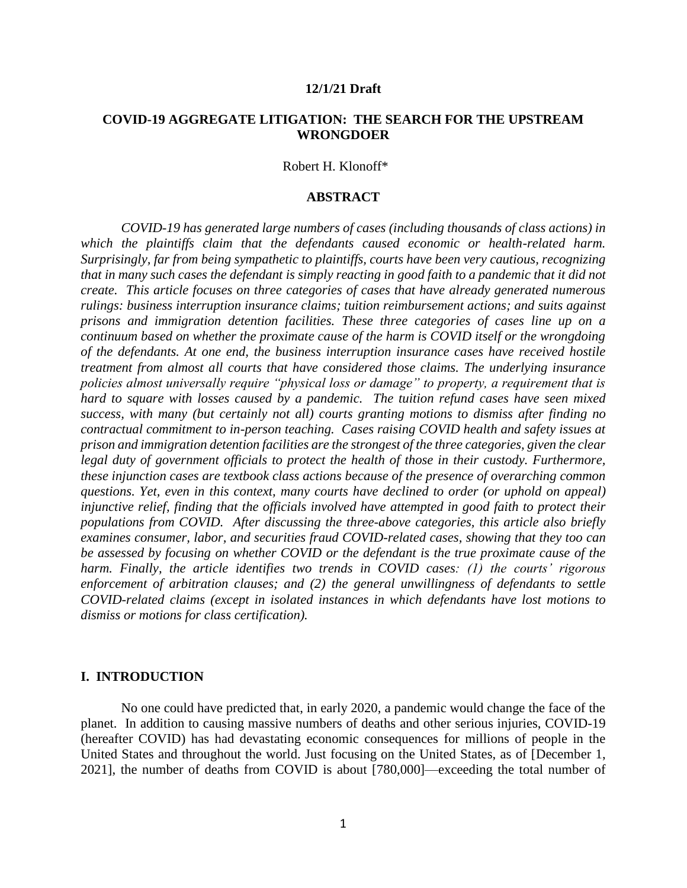**12/1/21 Draft**

# COVID-19 AGGREGATE LITIGATION: THE SEARCH FOR THE UPSTREAM WRONGDOER

Robert H. Klonoff*

## ABSTRACT

*COVID-19 has generated large numbers of cases (including thousands of class actions) in which the plaintiffs claim that the defendants caused economic or health-related harm. Surprisingly, far from being sympathetic to plaintiffs, courts have been very cautious, recognizing that in many such cases the defendant is simply reacting in good faith to a pandemic that it did not create. This article focuses on three categories of cases that have already generated numerous rulings: business interruption insurance claims; tuition reimbursement actions; and suits against prisons and immigration detention facilities. These three categories of cases line up on a continuum based on whether the proximate cause of the harm is COVID itself or the wrongdoing of the defendants. At one end, the business interruption insurance cases have received hostile treatment from almost all courts that have considered those claims. The underlying insurance policies almost universally require "physical loss or damage" to property, a requirement that is hard to square with losses caused by a pandemic. The tuition refund cases have seen mixed success, with many (but certainly not all) courts granting motions to dismiss after finding no contractual commitment to in-person teaching. Cases raising COVID health and safety issues at prison and immigration detention facilities are the strongest of the three categories, given the clear legal duty of government officials to protect the health of those in their custody. Furthermore, these injunction cases are textbook class actions because of the presence of overarching common questions. Yet, even in this context, many courts have declined to order (or uphold on appeal) injunctive relief, finding that the officials involved have attempted in good faith to protect their populations from COVID. After discussing the three-above categories, this article also briefly examines consumer, labor, and securities fraud COVID-related cases, showing that they too can be assessed by focusing on whether COVID or the defendant is the true proximate cause of the harm. Finally, the article identifies two trends in COVID cases: (1) the courts' rigorous enforcement of arbitration clauses; and (2) the general unwillingness of defendants to settle COVID-related claims (except in isolated instances in which defendants have lost motions to dismiss or motions for class certification).*

## I. INTRODUCTION

No one could have predicted that, in early 2020, a pandemic would change the face of the planet. In addition to causing massive numbers of deaths and other serious injuries, COVID-19 (hereafter COVID) has had devastating economic consequences for millions of people in the United States and throughout the world. Just focusing on the United States, as of [December 1, 2021], the number of deaths from COVID is about [780,000]—exceeding the total number of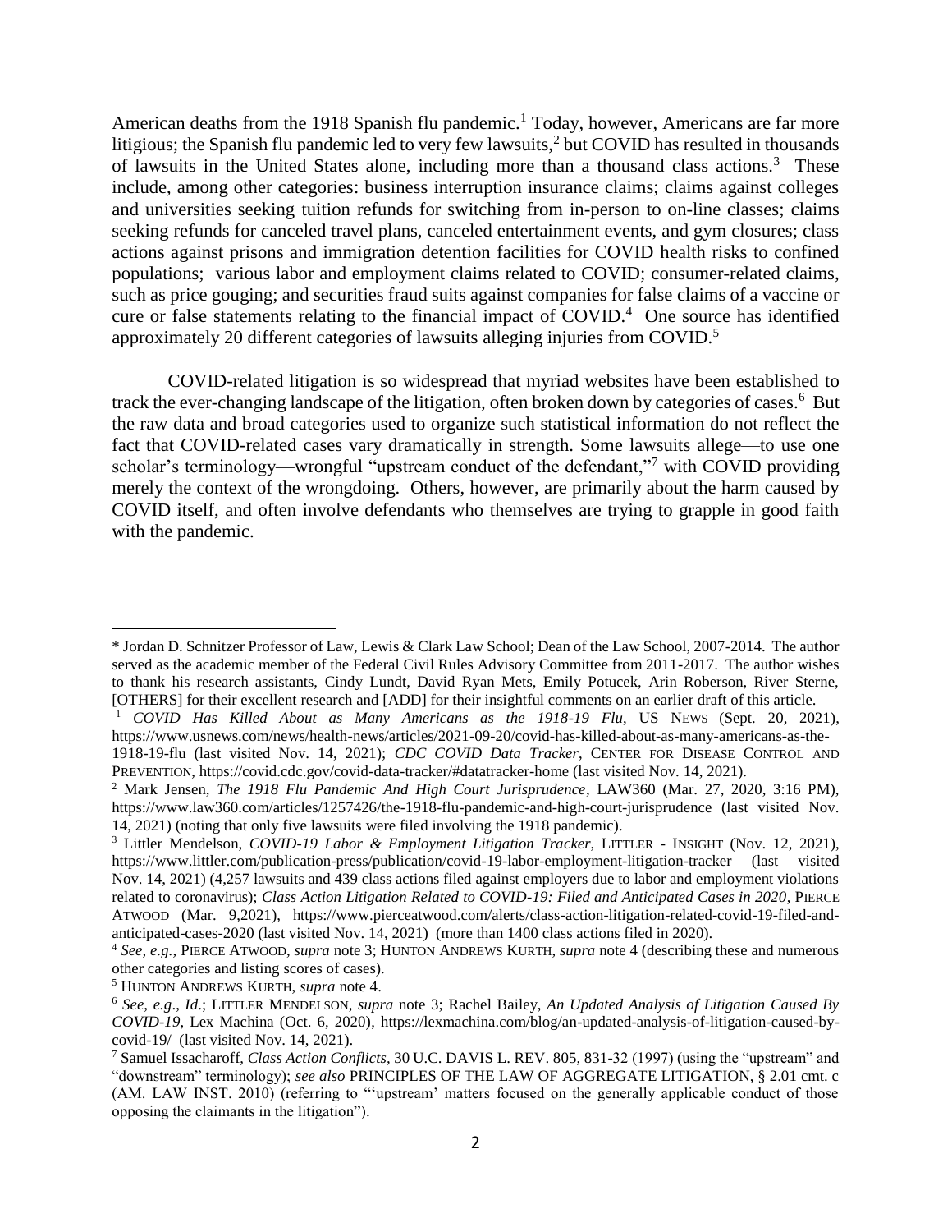American deaths from the 1918 Spanish flu pandemic.[1] Today, however, Americans are far more litigious; the Spanish flu pandemic led to very few lawsuits,[2] but COVID has resulted in thousands of lawsuits in the United States alone, including more than a thousand class actions.[3] These include, among other categories: business interruption insurance claims; claims against colleges and universities seeking tuition refunds for switching from in-person to on-line classes; claims seeking refunds for canceled travel plans, canceled entertainment events, and gym closures; class actions against prisons and immigration detention facilities for COVID health risks to confined populations; various labor and employment claims related to COVID; consumer-related claims, such as price gouging; and securities fraud suits against companies for false claims of a vaccine or cure or false statements relating to the financial impact of COVID.[4] One source has identified approximately 20 different categories of lawsuits alleging injuries from COVID.[5]

COVID-related litigation is so widespread that myriad websites have been established to track the ever-changing landscape of the litigation, often broken down by categories of cases.[6] But the raw data and broad categories used to organize such statistical information do not reflect the fact that COVID-related cases vary dramatically in strength. Some lawsuits allege—to use one scholar's terminology—wrongful "upstream conduct of the defendant,"[7] with COVID providing merely the context of the wrongdoing. Others, however, are primarily about the harm caused by COVID itself, and often involve defendants who themselves are trying to grapple in good faith with the pandemic.

---

\* Jordan D. Schnitzer Professor of Law, Lewis & Clark Law School; Dean of the Law School, 2007-2014. The author served as the academic member of the Federal Civil Rules Advisory Committee from 2011-2017. The author wishes to thank his research assistants, Cindy Lundt, David Ryan Mets, Emily Potucek, Arin Roberson, River Sterne, [OTHERS] for their excellent research and [ADD] for their insightful comments on an earlier draft of this article.

[1] *COVID Has Killed About as Many Americans as the 1918-19 Flu*, US NEWS (Sept. 20, 2021), https://www.usnews.com/news/health-news/articles/2021-09-20/covid-has-killed-about-as-many-americans-as-the-1918-19-flu (last visited Nov. 14, 2021); *CDC COVID Data Tracker*, CENTER FOR DISEASE CONTROL AND PREVENTION, https://covid.cdc.gov/covid-data-tracker/#datatracker-home (last visited Nov. 14, 2021).

[2] Mark Jensen, *The 1918 Flu Pandemic And High Court Jurisprudence*, LAW360 (Mar. 27, 2020, 3:16 PM), https://www.law360.com/articles/1257426/the-1918-flu-pandemic-and-high-court-jurisprudence (last visited Nov. 14, 2021) (noting that only five lawsuits were filed involving the 1918 pandemic).

[3] Littler Mendelson, *COVID-19 Labor & Employment Litigation Tracker*, LITTLER - INSIGHT (Nov. 12, 2021), https://www.littler.com/publication-press/publication/covid-19-labor-employment-litigation-tracker (last visited Nov. 14, 2021) (4,257 lawsuits and 439 class actions filed against employers due to labor and employment violations related to coronavirus); *Class Action Litigation Related to COVID-19: Filed and Anticipated Cases in 2020*, PIERCE ATWOOD (Mar. 9,2021), https://www.pierceatwood.com/alerts/class-action-litigation-related-covid-19-filed-and-anticipated-cases-2020 (last visited Nov. 14, 2021) (more than 1400 class actions filed in 2020).

[4] *See, e.g.,* PIERCE ATWOOD, *supra* note 3; HUNTON ANDREWS KURTH, *supra* note 4 (describing these and numerous other categories and listing scores of cases).

[5] HUNTON ANDREWS KURTH, *supra* note 4.

[6] *See, e.g*., *Id*.; LITTLER MENDELSON, *supra* note 3; Rachel Bailey, *An Updated Analysis of Litigation Caused By COVID-19*, Lex Machina (Oct. 6, 2020), https://lexmachina.com/blog/an-updated-analysis-of-litigation-caused-by-covid-19/ (last visited Nov. 14, 2021).

[7] Samuel Issacharoff, *Class Action Conflicts,* 30 U.C. DAVIS L. REV. 805, 831-32 (1997) (using the "upstream" and "downstream" terminology); *see also* PRINCIPLES OF THE LAW OF AGGREGATE LITIGATION, § 2.01 cmt. c (AM. LAW INST. 2010) (referring to "'upstream' matters focused on the generally applicable conduct of those opposing the claimants in the litigation").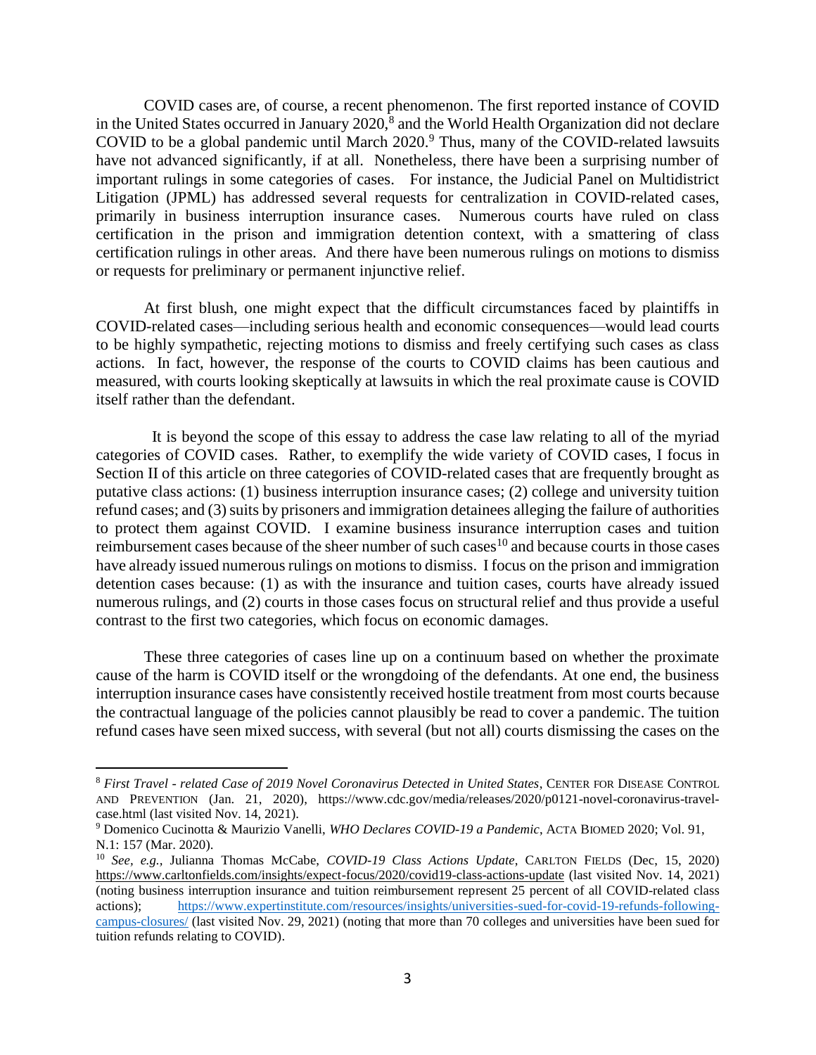COVID cases are, of course, a recent phenomenon. The first reported instance of COVID in the United States occurred in January 2020,[8] and the World Health Organization did not declare COVID to be a global pandemic until March 2020.[9] Thus, many of the COVID-related lawsuits have not advanced significantly, if at all. Nonetheless, there have been a surprising number of important rulings in some categories of cases. For instance, the Judicial Panel on Multidistrict Litigation (JPML) has addressed several requests for centralization in COVID-related cases, primarily in business interruption insurance cases. Numerous courts have ruled on class certification in the prison and immigration detention context, with a smattering of class certification rulings in other areas. And there have been numerous rulings on motions to dismiss or requests for preliminary or permanent injunctive relief.

At first blush, one might expect that the difficult circumstances faced by plaintiffs in COVID-related cases—including serious health and economic consequences—would lead courts to be highly sympathetic, rejecting motions to dismiss and freely certifying such cases as class actions. In fact, however, the response of the courts to COVID claims has been cautious and measured, with courts looking skeptically at lawsuits in which the real proximate cause is COVID itself rather than the defendant.

It is beyond the scope of this essay to address the case law relating to all of the myriad categories of COVID cases. Rather, to exemplify the wide variety of COVID cases, I focus in Section II of this article on three categories of COVID-related cases that are frequently brought as putative class actions: (1) business interruption insurance cases; (2) college and university tuition refund cases; and (3) suits by prisoners and immigration detainees alleging the failure of authorities to protect them against COVID. I examine business insurance interruption cases and tuition reimbursement cases because of the sheer number of such cases[10] and because courts in those cases have already issued numerous rulings on motions to dismiss. I focus on the prison and immigration detention cases because: (1) as with the insurance and tuition cases, courts have already issued numerous rulings, and (2) courts in those cases focus on structural relief and thus provide a useful contrast to the first two categories, which focus on economic damages.

These three categories of cases line up on a continuum based on whether the proximate cause of the harm is COVID itself or the wrongdoing of the defendants. At one end, the business interruption insurance cases have consistently received hostile treatment from most courts because the contractual language of the policies cannot plausibly be read to cover a pandemic. The tuition refund cases have seen mixed success, with several (but not all) courts dismissing the cases on the

---

[8] *First Travel - related Case of 2019 Novel Coronavirus Detected in United States*, CENTER FOR DISEASE CONTROL AND PREVENTION (Jan. 21, 2020), https://www.cdc.gov/media/releases/2020/p0121-novel-coronavirus-travel-case.html (last visited Nov. 14, 2021).

[9] Domenico Cucinotta & Maurizio Vanelli, *WHO Declares COVID-19 a Pandemic*, ACTA BIOMED 2020; Vol. 91, N.1: 157 (Mar. 2020).

[10] *See, e.g.*, Julianna Thomas McCabe, *COVID-19 Class Actions Update*, CARLTON FIELDS (Dec, 15, 2020) https://www.carltonfields.com/insights/expect-focus/2020/covid19-class-actions-update (last visited Nov. 14, 2021) (noting business interruption insurance and tuition reimbursement represent 25 percent of all COVID-related class actions); https://www.expertinstitute.com/resources/insights/universities-sued-for-covid-19-refunds-following-campus-closures/ (last visited Nov. 29, 2021) (noting that more than 70 colleges and universities have been sued for tuition refunds relating to COVID).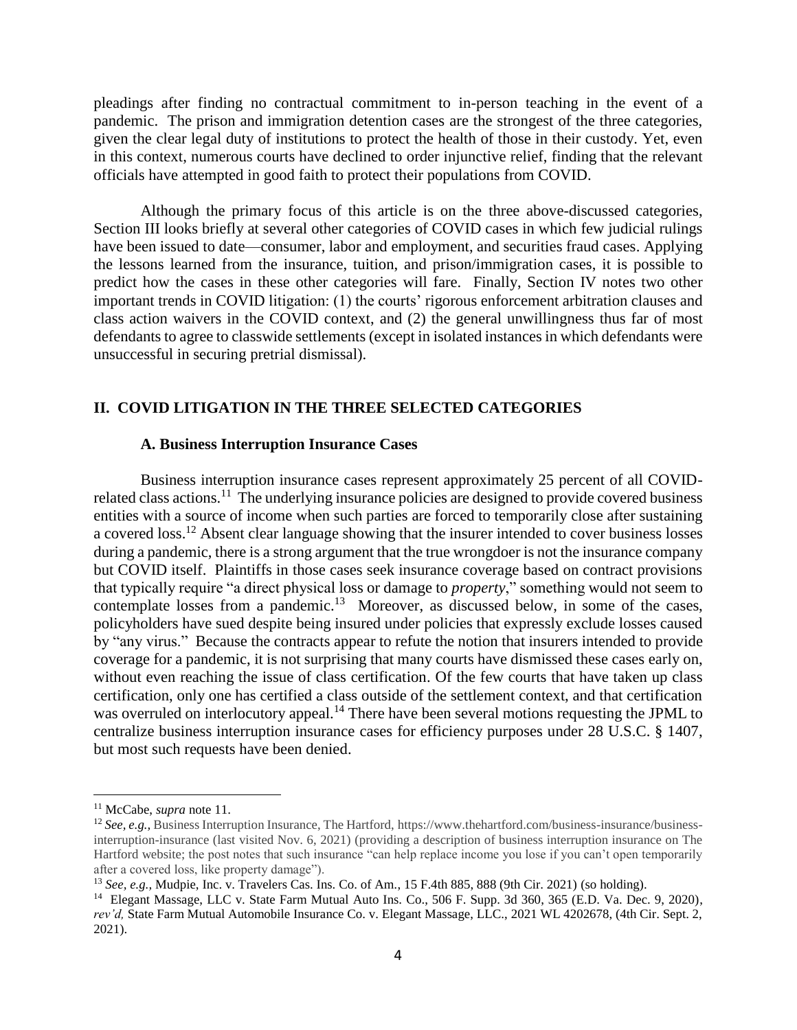pleadings after finding no contractual commitment to in-person teaching in the event of a pandemic. The prison and immigration detention cases are the strongest of the three categories, given the clear legal duty of institutions to protect the health of those in their custody. Yet, even in this context, numerous courts have declined to order injunctive relief, finding that the relevant officials have attempted in good faith to protect their populations from COVID.

Although the primary focus of this article is on the three above-discussed categories, Section III looks briefly at several other categories of COVID cases in which few judicial rulings have been issued to date—consumer, labor and employment, and securities fraud cases. Applying the lessons learned from the insurance, tuition, and prison/immigration cases, it is possible to predict how the cases in these other categories will fare. Finally, Section IV notes two other important trends in COVID litigation: (1) the courts' rigorous enforcement arbitration clauses and class action waivers in the COVID context, and (2) the general unwillingness thus far of most defendants to agree to classwide settlements (except in isolated instances in which defendants were unsuccessful in securing pretrial dismissal).

## II. COVID LITIGATION IN THE THREE SELECTED CATEGORIES

### A. Business Interruption Insurance Cases

Business interruption insurance cases represent approximately 25 percent of all COVID-related class actions.[11] The underlying insurance policies are designed to provide covered business entities with a source of income when such parties are forced to temporarily close after sustaining a covered loss.[12] Absent clear language showing that the insurer intended to cover business losses during a pandemic, there is a strong argument that the true wrongdoer is not the insurance company but COVID itself. Plaintiffs in those cases seek insurance coverage based on contract provisions that typically require "a direct physical loss or damage to *property*," something would not seem to contemplate losses from a pandemic.[13] Moreover, as discussed below, in some of the cases, policyholders have sued despite being insured under policies that expressly exclude losses caused by "any virus." Because the contracts appear to refute the notion that insurers intended to provide coverage for a pandemic, it is not surprising that many courts have dismissed these cases early on, without even reaching the issue of class certification. Of the few courts that have taken up class certification, only one has certified a class outside of the settlement context, and that certification was overruled on interlocutory appeal.[14] There have been several motions requesting the JPML to centralize business interruption insurance cases for efficiency purposes under 28 U.S.C. § 1407, but most such requests have been denied.

---

[11] McCabe, *supra* note 11.

[12] *See, e.g.,* Business Interruption Insurance, The Hartford, https://www.thehartford.com/business-insurance/business-interruption-insurance (last visited Nov. 6, 2021) (providing a description of business interruption insurance on The Hartford website; the post notes that such insurance "can help replace income you lose if you can't open temporarily after a covered loss, like property damage").

[13] *See, e.g.,* Mudpie, Inc. v. Travelers Cas. Ins. Co. of Am., 15 F.4th 885, 888 (9th Cir. 2021) (so holding).

[14] Elegant Massage, LLC v. State Farm Mutual Auto Ins. Co., 506 F. Supp. 3d 360, 365 (E.D. Va. Dec. 9, 2020), *rev'd,* State Farm Mutual Automobile Insurance Co. v. Elegant Massage, LLC., 2021 WL 4202678, (4th Cir. Sept. 2, 2021).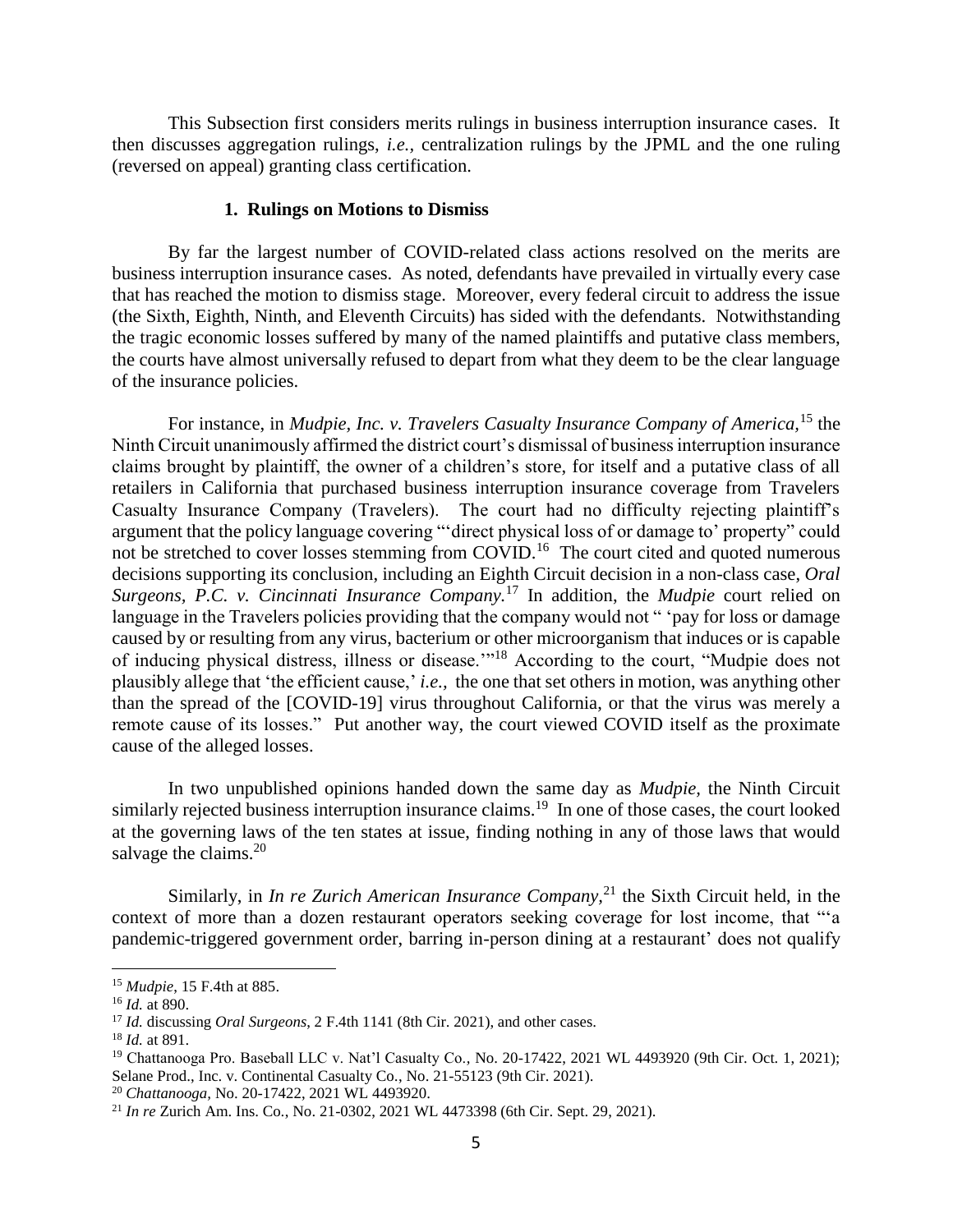This Subsection first considers merits rulings in business interruption insurance cases. It then discusses aggregation rulings, *i.e.*, centralization rulings by the JPML and the one ruling (reversed on appeal) granting class certification.

### 1. Rulings on Motions to Dismiss

By far the largest number of COVID-related class actions resolved on the merits are business interruption insurance cases. As noted, defendants have prevailed in virtually every case that has reached the motion to dismiss stage. Moreover, every federal circuit to address the issue (the Sixth, Eighth, Ninth, and Eleventh Circuits) has sided with the defendants. Notwithstanding the tragic economic losses suffered by many of the named plaintiffs and putative class members, the courts have almost universally refused to depart from what they deem to be the clear language of the insurance policies.

For instance, in *Mudpie, Inc. v. Travelers Casualty Insurance Company of America,*[15] the Ninth Circuit unanimously affirmed the district court's dismissal of business interruption insurance claims brought by plaintiff, the owner of a children's store, for itself and a putative class of all retailers in California that purchased business interruption insurance coverage from Travelers Casualty Insurance Company (Travelers). The court had no difficulty rejecting plaintiff's argument that the policy language covering "'direct physical loss of or damage to' property" could not be stretched to cover losses stemming from COVID.[16] The court cited and quoted numerous decisions supporting its conclusion, including an Eighth Circuit decision in a non-class case, *Oral Surgeons, P.C. v. Cincinnati Insurance Company.*[17] In addition, the *Mudpie* court relied on language in the Travelers policies providing that the company would not " 'pay for loss or damage caused by or resulting from any virus, bacterium or other microorganism that induces or is capable of inducing physical distress, illness or disease.'"[18] According to the court, "Mudpie does not plausibly allege that 'the efficient cause,' *i.e.,* the one that set others in motion, was anything other than the spread of the [COVID-19] virus throughout California, or that the virus was merely a remote cause of its losses." Put another way, the court viewed COVID itself as the proximate cause of the alleged losses.

In two unpublished opinions handed down the same day as *Mudpie,* the Ninth Circuit similarly rejected business interruption insurance claims.[19] In one of those cases, the court looked at the governing laws of the ten states at issue, finding nothing in any of those laws that would salvage the claims.[20]

Similarly, in *In re Zurich American Insurance Company,*[21] the Sixth Circuit held, in the context of more than a dozen restaurant operators seeking coverage for lost income, that "'a pandemic-triggered government order, barring in-person dining at a restaurant' does not qualify

---

[15] *Mudpie*, 15 F.4th at 885.

[16] *Id.* at 890.

[17] *Id.* discussing *Oral Surgeons*, 2 F.4th 1141 (8th Cir. 2021), and other cases.

[18] *Id.* at 891.

[19] Chattanooga Pro. Baseball LLC v. Nat'l Casualty Co., No. 20-17422, 2021 WL 4493920 (9th Cir. Oct. 1, 2021); Selane Prod., Inc. v. Continental Casualty Co., No. 21-55123 (9th Cir. 2021).

[20] *Chattanooga,* No. 20-17422, 2021 WL 4493920.

[21] *In re* Zurich Am. Ins. Co., No. 21-0302, 2021 WL 4473398 (6th Cir. Sept. 29, 2021).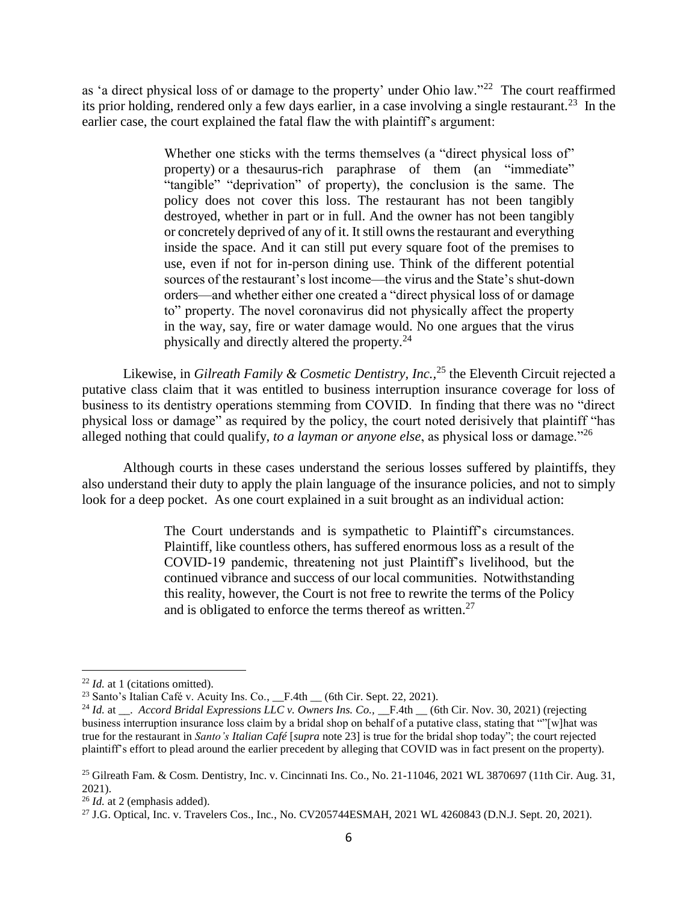as 'a direct physical loss of or damage to the property' under Ohio law."[22] The court reaffirmed its prior holding, rendered only a few days earlier, in a case involving a single restaurant.[23] In the earlier case, the court explained the fatal flaw the with plaintiff's argument:

> Whether one sticks with the terms themselves (a "direct physical loss of" property) or a thesaurus-rich paraphrase of them (an "immediate" "tangible" "deprivation" of property), the conclusion is the same. The policy does not cover this loss. The restaurant has not been tangibly destroyed, whether in part or in full. And the owner has not been tangibly or concretely deprived of any of it. It still owns the restaurant and everything inside the space. And it can still put every square foot of the premises to use, even if not for in-person dining use. Think of the different potential sources of the restaurant's lost income—the virus and the State's shut-down orders—and whether either one created a "direct physical loss of or damage to" property. The novel coronavirus did not physically affect the property in the way, say, fire or water damage would. No one argues that the virus physically and directly altered the property.[24]

Likewise, in *Gilreath Family & Cosmetic Dentistry, Inc.*,[25] the Eleventh Circuit rejected a putative class claim that it was entitled to business interruption insurance coverage for loss of business to its dentistry operations stemming from COVID. In finding that there was no "direct physical loss or damage" as required by the policy, the court noted derisively that plaintiff "has alleged nothing that could qualify, *to a layman or anyone else*, as physical loss or damage."[26]

Although courts in these cases understand the serious losses suffered by plaintiffs, they also understand their duty to apply the plain language of the insurance policies, and not to simply look for a deep pocket. As one court explained in a suit brought as an individual action:

> The Court understands and is sympathetic to Plaintiff's circumstances. Plaintiff, like countless others, has suffered enormous loss as a result of the COVID-19 pandemic, threatening not just Plaintiff's livelihood, but the continued vibrance and success of our local communities. Notwithstanding this reality, however, the Court is not free to rewrite the terms of the Policy and is obligated to enforce the terms thereof as written.[27]

---

[22] *Id.* at 1 (citations omitted).

[23] Santo's Italian Café v. Acuity Ins. Co., __F.4th __ (6th Cir. Sept. 22, 2021).

[24] *Id.* at __. *Accord Bridal Expressions LLC v. Owners Ins. Co.,* __F.4th __ (6th Cir. Nov. 30, 2021) (rejecting business interruption insurance loss claim by a bridal shop on behalf of a putative class, stating that ""[w]hat was true for the restaurant in *Santo's Italian Café* [*supra* note 23] is true for the bridal shop today"; the court rejected plaintiff's effort to plead around the earlier precedent by alleging that COVID was in fact present on the property).

[25] Gilreath Fam. & Cosm. Dentistry, Inc. v. Cincinnati Ins. Co., No. 21-11046, 2021 WL 3870697 (11th Cir. Aug. 31, 2021).

[26] *Id.* at 2 (emphasis added).

[27] J.G. Optical, Inc. v. Travelers Cos., Inc., No. CV205744ESMAH, 2021 WL 4260843 (D.N.J. Sept. 20, 2021).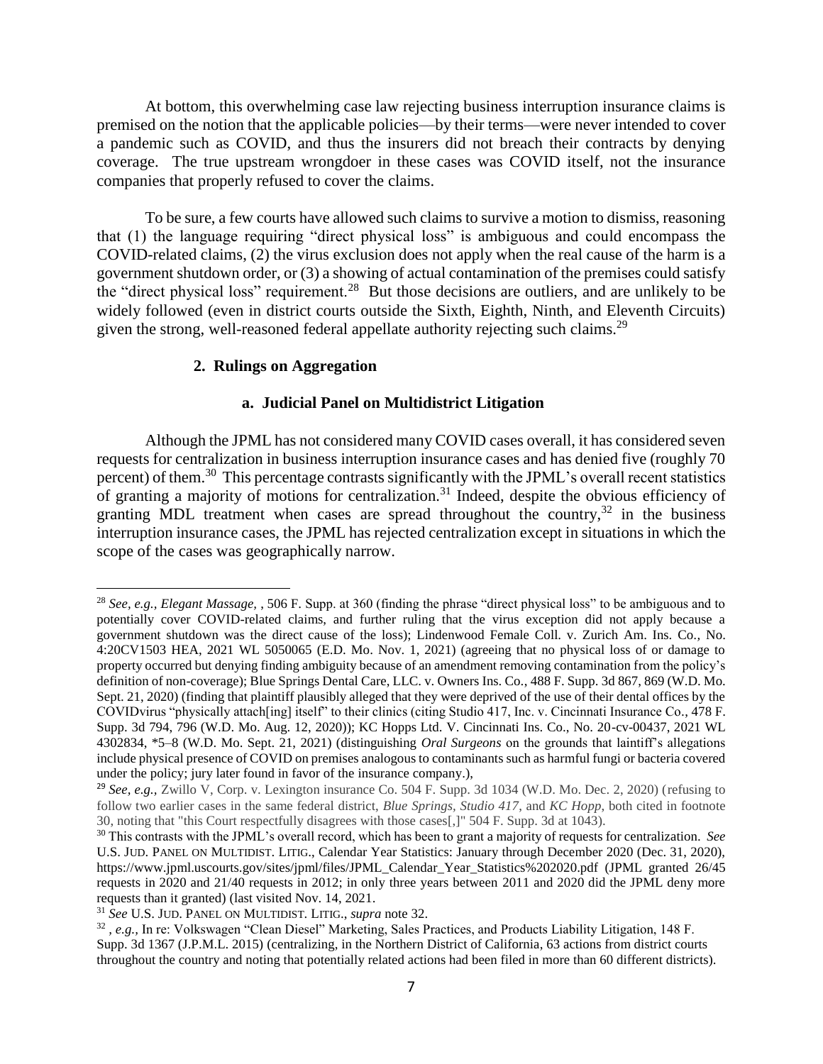At bottom, this overwhelming case law rejecting business interruption insurance claims is premised on the notion that the applicable policies—by their terms—were never intended to cover a pandemic such as COVID, and thus the insurers did not breach their contracts by denying coverage. The true upstream wrongdoer in these cases was COVID itself, not the insurance companies that properly refused to cover the claims.

To be sure, a few courts have allowed such claims to survive a motion to dismiss, reasoning that (1) the language requiring "direct physical loss" is ambiguous and could encompass the COVID-related claims, (2) the virus exclusion does not apply when the real cause of the harm is a government shutdown order, or (3) a showing of actual contamination of the premises could satisfy the "direct physical loss" requirement.[28] But those decisions are outliers, and are unlikely to be widely followed (even in district courts outside the Sixth, Eighth, Ninth, and Eleventh Circuits) given the strong, well-reasoned federal appellate authority rejecting such claims.[29]

#### 2. Rulings on Aggregation

##### a. Judicial Panel on Multidistrict Litigation

Although the JPML has not considered many COVID cases overall, it has considered seven requests for centralization in business interruption insurance cases and has denied five (roughly 70 percent) of them.[30] This percentage contrasts significantly with the JPML's overall recent statistics of granting a majority of motions for centralization.[31] Indeed, despite the obvious efficiency of granting MDL treatment when cases are spread throughout the country,[32] in the business interruption insurance cases, the JPML has rejected centralization except in situations in which the scope of the cases was geographically narrow.

---

[28] *See, e.g., Elegant Massage,* , 506 F. Supp. at 360 (finding the phrase "direct physical loss" to be ambiguous and to potentially cover COVID-related claims, and further ruling that the virus exception did not apply because a government shutdown was the direct cause of the loss); Lindenwood Female Coll. v. Zurich Am. Ins. Co., No. 4:20CV1503 HEA, 2021 WL 5050065 (E.D. Mo. Nov. 1, 2021) (agreeing that no physical loss of or damage to property occurred but denying finding ambiguity because of an amendment removing contamination from the policy's definition of non-coverage); Blue Springs Dental Care, LLC. v. Owners Ins. Co., 488 F. Supp. 3d 867, 869 (W.D. Mo. Sept. 21, 2020) (finding that plaintiff plausibly alleged that they were deprived of the use of their dental offices by the COVIDvirus "physically attach[ing] itself" to their clinics (citing Studio 417, Inc. v. Cincinnati Insurance Co., 478 F. Supp. 3d 794, 796 (W.D. Mo. Aug. 12, 2020)); KC Hopps Ltd. V. Cincinnati Ins. Co., No. 20-cv-00437, 2021 WL 4302834, *5–8 (W.D. Mo. Sept. 21, 2021) (distinguishing *Oral Surgeons* on the grounds that laintiff's allegations include physical presence of COVID on premises analogous to contaminants such as harmful fungi or bacteria covered under the policy; jury later found in favor of the insurance company.),

[29] *See, e.g.,* Zwillo V, Corp. v. Lexington insurance Co. 504 F. Supp. 3d 1034 (W.D. Mo. Dec. 2, 2020) (refusing to follow two earlier cases in the same federal district, *Blue Springs, Studio 417*, and *KC Hopp*, both cited in footnote 30, noting that "this Court respectfully disagrees with those cases[,]" 504 F. Supp. 3d at 1043).

[30] This contrasts with the JPML's overall record, which has been to grant a majority of requests for centralization. *See* U.S. JUD. PANEL ON MULTIDIST. LITIG., Calendar Year Statistics: January through December 2020 (Dec. 31, 2020), https://www.jpml.uscourts.gov/sites/jpml/files/JPML_Calendar_Year_Statistics%202020.pdf (JPML granted 26/45 requests in 2020 and 21/40 requests in 2012; in only three years between 2011 and 2020 did the JPML deny more requests than it granted) (last visited Nov. 14, 2021.

[31] *See* U.S. JUD. PANEL ON MULTIDIST. LITIG., *supra* note 32.

[32] , *e.g.,* In re: Volkswagen "Clean Diesel" Marketing, Sales Practices, and Products Liability Litigation, 148 F. Supp. 3d 1367 (J.P.M.L. 2015) (centralizing, in the Northern District of California, 63 actions from district courts throughout the country and noting that potentially related actions had been filed in more than 60 different districts).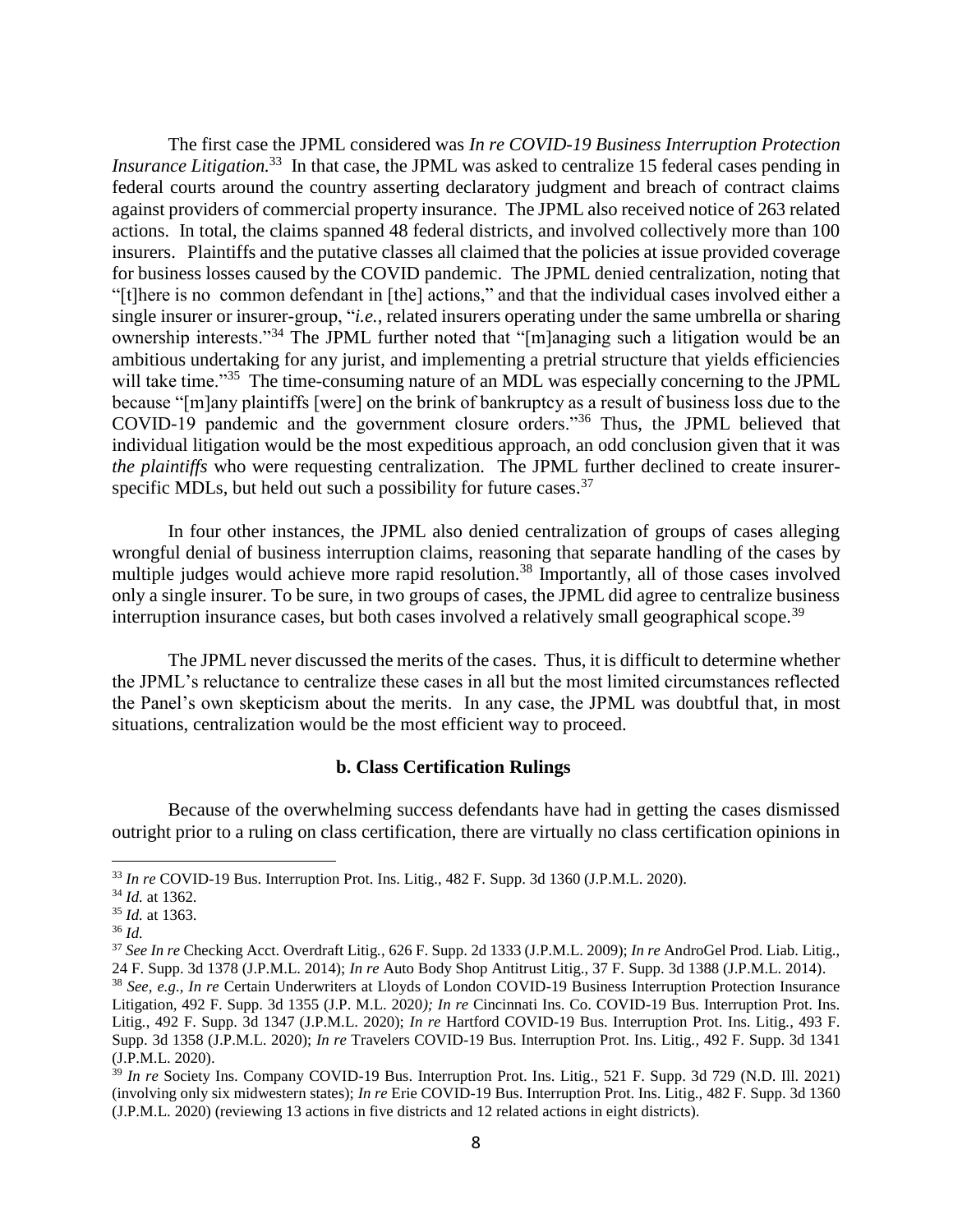The first case the JPML considered was *In re COVID-19 Business Interruption Protection Insurance Litigation.*[33] In that case, the JPML was asked to centralize 15 federal cases pending in federal courts around the country asserting declaratory judgment and breach of contract claims against providers of commercial property insurance. The JPML also received notice of 263 related actions. In total, the claims spanned 48 federal districts, and involved collectively more than 100 insurers. Plaintiffs and the putative classes all claimed that the policies at issue provided coverage for business losses caused by the COVID pandemic. The JPML denied centralization, noting that "[t]here is no common defendant in [the] actions," and that the individual cases involved either a single insurer or insurer-group, "*i.e.*, related insurers operating under the same umbrella or sharing ownership interests."[34] The JPML further noted that "[m]anaging such a litigation would be an ambitious undertaking for any jurist, and implementing a pretrial structure that yields efficiencies will take time."[35] The time-consuming nature of an MDL was especially concerning to the JPML because "[m]any plaintiffs [were] on the brink of bankruptcy as a result of business loss due to the COVID-19 pandemic and the government closure orders."[36] Thus, the JPML believed that individual litigation would be the most expeditious approach, an odd conclusion given that it was *the plaintiffs* who were requesting centralization. The JPML further declined to create insurer-specific MDLs, but held out such a possibility for future cases.[37]

In four other instances, the JPML also denied centralization of groups of cases alleging wrongful denial of business interruption claims, reasoning that separate handling of the cases by multiple judges would achieve more rapid resolution.[38] Importantly, all of those cases involved only a single insurer. To be sure, in two groups of cases, the JPML did agree to centralize business interruption insurance cases, but both cases involved a relatively small geographical scope.[39]

The JPML never discussed the merits of the cases. Thus, it is difficult to determine whether the JPML's reluctance to centralize these cases in all but the most limited circumstances reflected the Panel's own skepticism about the merits. In any case, the JPML was doubtful that, in most situations, centralization would be the most efficient way to proceed.

### b. Class Certification Rulings

Because of the overwhelming success defendants have had in getting the cases dismissed outright prior to a ruling on class certification, there are virtually no class certification opinions in

---

[33] *In re* COVID-19 Bus. Interruption Prot. Ins. Litig., 482 F. Supp. 3d 1360 (J.P.M.L. 2020).

[34] *Id.* at 1362.

[35] *Id.* at 1363.

[36] *Id.*

[37] *See In re* Checking Acct. Overdraft Litig., 626 F. Supp. 2d 1333 (J.P.M.L. 2009); *In re* AndroGel Prod. Liab. Litig., 24 F. Supp. 3d 1378 (J.P.M.L. 2014); *In re* Auto Body Shop Antitrust Litig., 37 F. Supp. 3d 1388 (J.P.M.L. 2014).

[38] *See, e.g., In re* Certain Underwriters at Lloyds of London COVID-19 Business Interruption Protection Insurance Litigation, 492 F. Supp. 3d 1355 (J.P. M.L. 2020*); In re* Cincinnati Ins. Co. COVID-19 Bus. Interruption Prot. Ins. Litig., 492 F. Supp. 3d 1347 (J.P.M.L. 2020); *In re* Hartford COVID-19 Bus. Interruption Prot. Ins. Litig., 493 F. Supp. 3d 1358 (J.P.M.L. 2020); *In re* Travelers COVID-19 Bus. Interruption Prot. Ins. Litig., 492 F. Supp. 3d 1341 (J.P.M.L. 2020).

[39] *In re* Society Ins. Company COVID-19 Bus. Interruption Prot. Ins. Litig., 521 F. Supp. 3d 729 (N.D. Ill. 2021) (involving only six midwestern states); *In re* Erie COVID-19 Bus. Interruption Prot. Ins. Litig., 482 F. Supp. 3d 1360 (J.P.M.L. 2020) (reviewing 13 actions in five districts and 12 related actions in eight districts).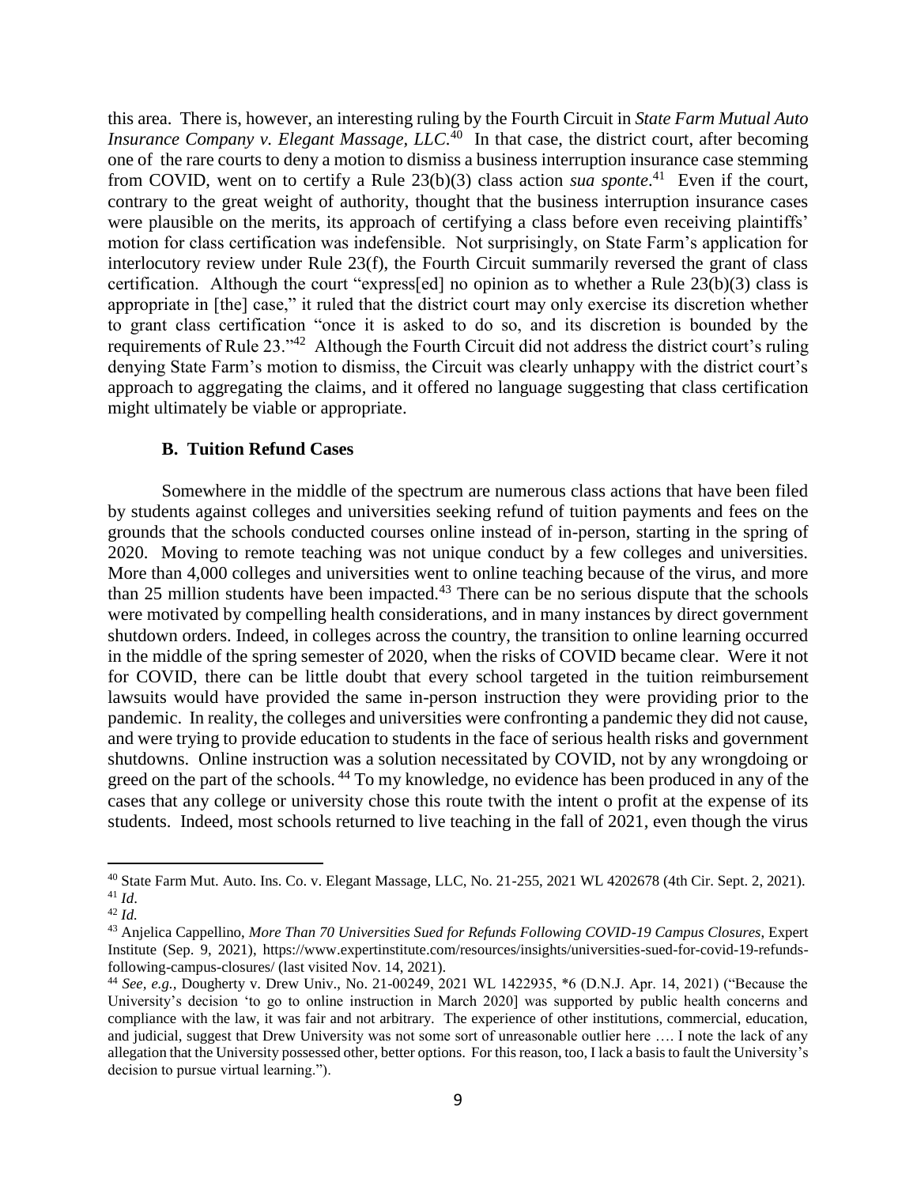this area. There is, however, an interesting ruling by the Fourth Circuit in *State Farm Mutual Auto Insurance Company v. Elegant Massage, LLC*.[40] In that case, the district court, after becoming one of the rare courts to deny a motion to dismiss a business interruption insurance case stemming from COVID, went on to certify a Rule 23(b)(3) class action *sua sponte*.[41] Even if the court, contrary to the great weight of authority, thought that the business interruption insurance cases were plausible on the merits, its approach of certifying a class before even receiving plaintiffs' motion for class certification was indefensible. Not surprisingly, on State Farm's application for interlocutory review under Rule 23(f), the Fourth Circuit summarily reversed the grant of class certification. Although the court "express[ed] no opinion as to whether a Rule 23(b)(3) class is appropriate in [the] case," it ruled that the district court may only exercise its discretion whether to grant class certification "once it is asked to do so, and its discretion is bounded by the requirements of Rule 23."[42] Although the Fourth Circuit did not address the district court's ruling denying State Farm's motion to dismiss, the Circuit was clearly unhappy with the district court's approach to aggregating the claims, and it offered no language suggesting that class certification might ultimately be viable or appropriate.

### B. Tuition Refund Cases

Somewhere in the middle of the spectrum are numerous class actions that have been filed by students against colleges and universities seeking refund of tuition payments and fees on the grounds that the schools conducted courses online instead of in-person, starting in the spring of 2020. Moving to remote teaching was not unique conduct by a few colleges and universities. More than 4,000 colleges and universities went to online teaching because of the virus, and more than 25 million students have been impacted.[43] There can be no serious dispute that the schools were motivated by compelling health considerations, and in many instances by direct government shutdown orders. Indeed, in colleges across the country, the transition to online learning occurred in the middle of the spring semester of 2020, when the risks of COVID became clear. Were it not for COVID, there can be little doubt that every school targeted in the tuition reimbursement lawsuits would have provided the same in-person instruction they were providing prior to the pandemic. In reality, the colleges and universities were confronting a pandemic they did not cause, and were trying to provide education to students in the face of serious health risks and government shutdowns. Online instruction was a solution necessitated by COVID, not by any wrongdoing or greed on the part of the schools.[44] To my knowledge, no evidence has been produced in any of the cases that any college or university chose this route twith the intent o profit at the expense of its students. Indeed, most schools returned to live teaching in the fall of 2021, even though the virus

---

[40] State Farm Mut. Auto. Ins. Co. v. Elegant Massage, LLC, No. 21-255, 2021 WL 4202678 (4th Cir. Sept. 2, 2021).

[41] *Id*.

[42] *Id.*

[43] Anjelica Cappellino, *More Than 70 Universities Sued for Refunds Following COVID-19 Campus Closures*, Expert Institute (Sep. 9, 2021), https://www.expertinstitute.com/resources/insights/universities-sued-for-covid-19-refunds-following-campus-closures/ (last visited Nov. 14, 2021).

[44] *See, e.g.,* Dougherty v. Drew Univ., No. 21-00249, 2021 WL 1422935, *6 (D.N.J. Apr. 14, 2021) ("Because the University's decision 'to go to online instruction in March 2020] was supported by public health concerns and compliance with the law, it was fair and not arbitrary. The experience of other institutions, commercial, education, and judicial, suggest that Drew University was not some sort of unreasonable outlier here …. I note the lack of any allegation that the University possessed other, better options. For this reason, too, I lack a basis to fault the University's decision to pursue virtual learning.").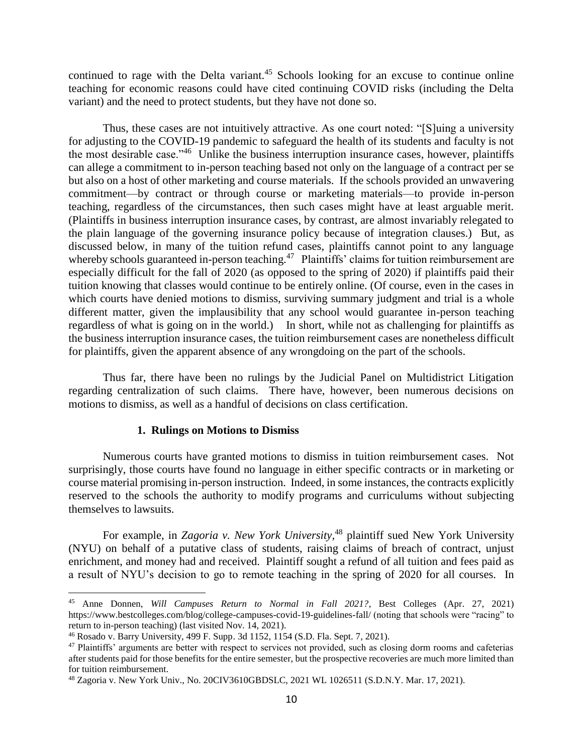continued to rage with the Delta variant.[45] Schools looking for an excuse to continue online teaching for economic reasons could have cited continuing COVID risks (including the Delta variant) and the need to protect students, but they have not done so.

Thus, these cases are not intuitively attractive. As one court noted: "[S]uing a university for adjusting to the COVID-19 pandemic to safeguard the health of its students and faculty is not the most desirable case."[46] Unlike the business interruption insurance cases, however, plaintiffs can allege a commitment to in-person teaching based not only on the language of a contract per se but also on a host of other marketing and course materials. If the schools provided an unwavering commitment—by contract or through course or marketing materials—to provide in-person teaching, regardless of the circumstances, then such cases might have at least arguable merit. (Plaintiffs in business interruption insurance cases, by contrast, are almost invariably relegated to the plain language of the governing insurance policy because of integration clauses.) But, as discussed below, in many of the tuition refund cases, plaintiffs cannot point to any language whereby schools guaranteed in-person teaching.[47] Plaintiffs' claims for tuition reimbursement are especially difficult for the fall of 2020 (as opposed to the spring of 2020) if plaintiffs paid their tuition knowing that classes would continue to be entirely online. (Of course, even in the cases in which courts have denied motions to dismiss, surviving summary judgment and trial is a whole different matter, given the implausibility that any school would guarantee in-person teaching regardless of what is going on in the world.) In short, while not as challenging for plaintiffs as the business interruption insurance cases, the tuition reimbursement cases are nonetheless difficult for plaintiffs, given the apparent absence of any wrongdoing on the part of the schools.

Thus far, there have been no rulings by the Judicial Panel on Multidistrict Litigation regarding centralization of such claims. There have, however, been numerous decisions on motions to dismiss, as well as a handful of decisions on class certification.

### 1. Rulings on Motions to Dismiss

Numerous courts have granted motions to dismiss in tuition reimbursement cases. Not surprisingly, those courts have found no language in either specific contracts or in marketing or course material promising in-person instruction. Indeed, in some instances, the contracts explicitly reserved to the schools the authority to modify programs and curriculums without subjecting themselves to lawsuits.

For example, in *Zagoria v. New York University*,[48] plaintiff sued New York University (NYU) on behalf of a putative class of students, raising claims of breach of contract, unjust enrichment, and money had and received. Plaintiff sought a refund of all tuition and fees paid as a result of NYU's decision to go to remote teaching in the spring of 2020 for all courses. In

---

[45] Anne Donnen, *Will Campuses Return to Normal in Fall 2021?*, Best Colleges (Apr. 27, 2021) https://www.bestcolleges.com/blog/college-campuses-covid-19-guidelines-fall/ (noting that schools were "racing" to return to in-person teaching) (last visited Nov. 14, 2021).

[46] Rosado v. Barry University, 499 F. Supp. 3d 1152, 1154 (S.D. Fla. Sept. 7, 2021).

[47] Plaintiffs' arguments are better with respect to services not provided, such as closing dorm rooms and cafeterias after students paid for those benefits for the entire semester, but the prospective recoveries are much more limited than for tuition reimbursement.

[48] Zagoria v. New York Univ., No. 20CIV3610GBDSLC, 2021 WL 1026511 (S.D.N.Y. Mar. 17, 2021).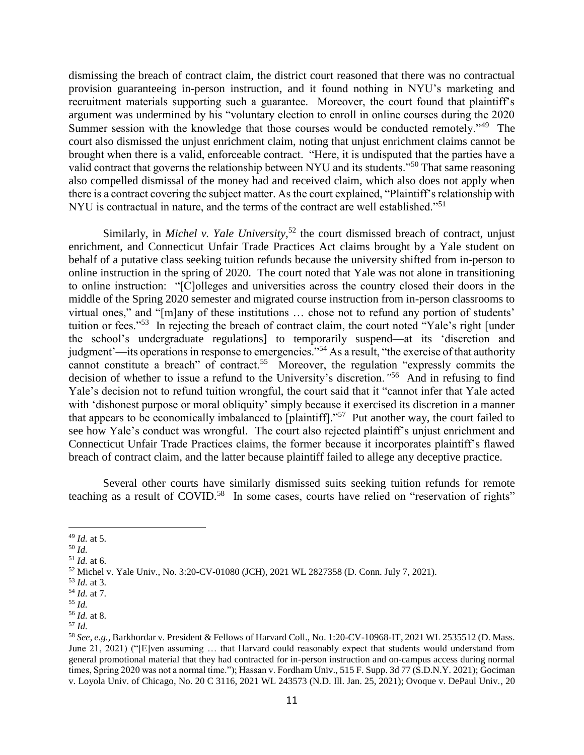dismissing the breach of contract claim, the district court reasoned that there was no contractual provision guaranteeing in-person instruction, and it found nothing in NYU's marketing and recruitment materials supporting such a guarantee. Moreover, the court found that plaintiff's argument was undermined by his "voluntary election to enroll in online courses during the 2020 Summer session with the knowledge that those courses would be conducted remotely."[49] The court also dismissed the unjust enrichment claim, noting that unjust enrichment claims cannot be brought when there is a valid, enforceable contract. "Here, it is undisputed that the parties have a valid contract that governs the relationship between NYU and its students."[50] That same reasoning also compelled dismissal of the money had and received claim, which also does not apply when there is a contract covering the subject matter. As the court explained, "Plaintiff's relationship with NYU is contractual in nature, and the terms of the contract are well established."[51]

Similarly, in *Michel v. Yale University*,[52] the court dismissed breach of contract, unjust enrichment, and Connecticut Unfair Trade Practices Act claims brought by a Yale student on behalf of a putative class seeking tuition refunds because the university shifted from in-person to online instruction in the spring of 2020. The court noted that Yale was not alone in transitioning to online instruction: "[C]olleges and universities across the country closed their doors in the middle of the Spring 2020 semester and migrated course instruction from in-person classrooms to virtual ones," and "[m]any of these institutions … chose not to refund any portion of students' tuition or fees."[53] In rejecting the breach of contract claim, the court noted "Yale's right [under the school's undergraduate regulations] to temporarily suspend—at its 'discretion and judgment'—its operations in response to emergencies."[54] As a result, "the exercise of that authority cannot constitute a breach" of contract.[55] Moreover, the regulation "expressly commits the decision of whether to issue a refund to the University's discretion."[56] And in refusing to find Yale's decision not to refund tuition wrongful, the court said that it "cannot infer that Yale acted with 'dishonest purpose or moral obliquity' simply because it exercised its discretion in a manner that appears to be economically imbalanced to [plaintiff]."[57] Put another way, the court failed to see how Yale's conduct was wrongful. The court also rejected plaintiff's unjust enrichment and Connecticut Unfair Trade Practices claims, the former because it incorporates plaintiff's flawed breach of contract claim, and the latter because plaintiff failed to allege any deceptive practice.

Several other courts have similarly dismissed suits seeking tuition refunds for remote teaching as a result of COVID.[58] In some cases, courts have relied on "reservation of rights"

---

[49] *Id.* at 5.

[50] *Id.*

[51] *Id.* at 6.

[52] Michel v. Yale Univ., No. 3:20-CV-01080 (JCH), 2021 WL 2827358 (D. Conn. July 7, 2021).

[53] *Id.* at 3.

[54] *Id.* at 7.

[55] *Id.*

[56] *Id.* at 8.

[57] *Id.*

[58] *See, e.g.,* Barkhordar v. President & Fellows of Harvard Coll., No. 1:20-CV-10968-IT, 2021 WL 2535512 (D. Mass. June 21, 2021) ("[E]ven assuming … that Harvard could reasonably expect that students would understand from general promotional material that they had contracted for in-person instruction and on-campus access during normal times, Spring 2020 was not a normal time."); Hassan v. Fordham Univ., 515 F. Supp. 3d 77 (S.D.N.Y. 2021); Gociman v. Loyola Univ. of Chicago, No. 20 C 3116, 2021 WL 243573 (N.D. Ill. Jan. 25, 2021); Ovoque v. DePaul Univ., 20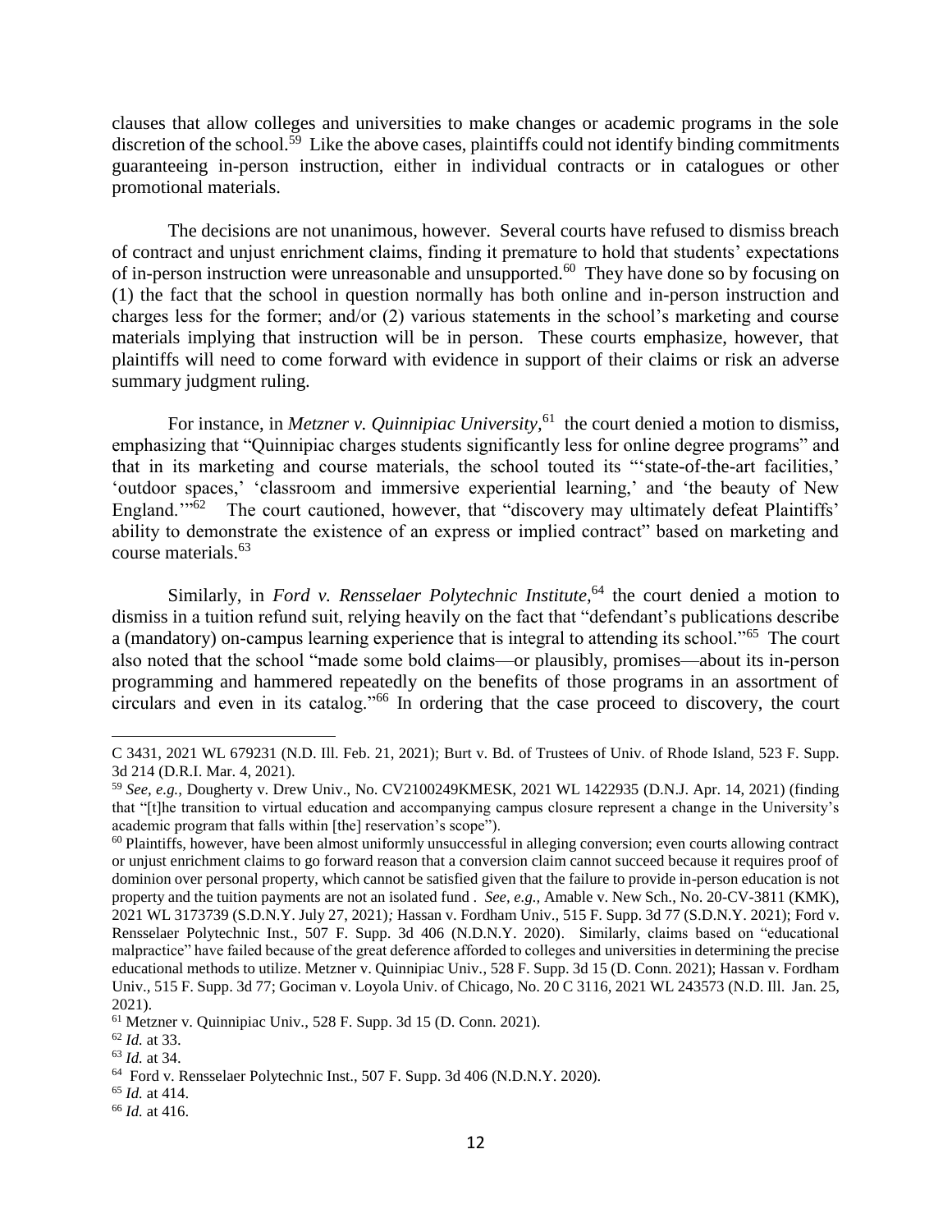clauses that allow colleges and universities to make changes or academic programs in the sole discretion of the school.[59] Like the above cases, plaintiffs could not identify binding commitments guaranteeing in-person instruction, either in individual contracts or in catalogues or other promotional materials.

The decisions are not unanimous, however. Several courts have refused to dismiss breach of contract and unjust enrichment claims, finding it premature to hold that students' expectations of in-person instruction were unreasonable and unsupported.[60] They have done so by focusing on (1) the fact that the school in question normally has both online and in-person instruction and charges less for the former; and/or (2) various statements in the school's marketing and course materials implying that instruction will be in person. These courts emphasize, however, that plaintiffs will need to come forward with evidence in support of their claims or risk an adverse summary judgment ruling.

For instance, in *Metzner v. Quinnipiac University*,[61] the court denied a motion to dismiss, emphasizing that "Quinnipiac charges students significantly less for online degree programs" and that in its marketing and course materials, the school touted its "'state-of-the-art facilities,' 'outdoor spaces,' 'classroom and immersive experiential learning,' and 'the beauty of New England.'"[62] The court cautioned, however, that "discovery may ultimately defeat Plaintiffs' ability to demonstrate the existence of an express or implied contract" based on marketing and course materials.[63]

Similarly, in *Ford v. Rensselaer Polytechnic Institute*,[64] the court denied a motion to dismiss in a tuition refund suit, relying heavily on the fact that "defendant's publications describe a (mandatory) on-campus learning experience that is integral to attending its school."[65] The court also noted that the school "made some bold claims—or plausibly, promises—about its in-person programming and hammered repeatedly on the benefits of those programs in an assortment of circulars and even in its catalog."[66] In ordering that the case proceed to discovery, the court

---

C 3431, 2021 WL 679231 (N.D. Ill. Feb. 21, 2021); Burt v. Bd. of Trustees of Univ. of Rhode Island, 523 F. Supp. 3d 214 (D.R.I. Mar. 4, 2021).

[59] *See, e.g.,* Dougherty v. Drew Univ., No. CV2100249KMESK, 2021 WL 1422935 (D.N.J. Apr. 14, 2021) (finding that "[t]he transition to virtual education and accompanying campus closure represent a change in the University's academic program that falls within [the] reservation's scope").

[60] Plaintiffs, however, have been almost uniformly unsuccessful in alleging conversion; even courts allowing contract or unjust enrichment claims to go forward reason that a conversion claim cannot succeed because it requires proof of dominion over personal property, which cannot be satisfied given that the failure to provide in-person education is not property and the tuition payments are not an isolated fund . *See, e.g.,* Amable v. New Sch., No. 20-CV-3811 (KMK), 2021 WL 3173739 (S.D.N.Y. July 27, 2021)*;* Hassan v. Fordham Univ., 515 F. Supp. 3d 77 (S.D.N.Y. 2021); Ford v. Rensselaer Polytechnic Inst., 507 F. Supp. 3d 406 (N.D.N.Y. 2020). Similarly, claims based on "educational malpractice" have failed because of the great deference afforded to colleges and universities in determining the precise educational methods to utilize. Metzner v. Quinnipiac Univ., 528 F. Supp. 3d 15 (D. Conn. 2021); Hassan v. Fordham Univ., 515 F. Supp. 3d 77; Gociman v. Loyola Univ. of Chicago, No. 20 C 3116, 2021 WL 243573 (N.D. Ill. Jan. 25, 2021).

[61] Metzner v. Quinnipiac Univ., 528 F. Supp. 3d 15 (D. Conn. 2021).

[62] *Id.* at 33.

[63] *Id.* at 34.

[64] Ford v. Rensselaer Polytechnic Inst., 507 F. Supp. 3d 406 (N.D.N.Y. 2020).

[65] *Id.* at 414.

[66] *Id.* at 416.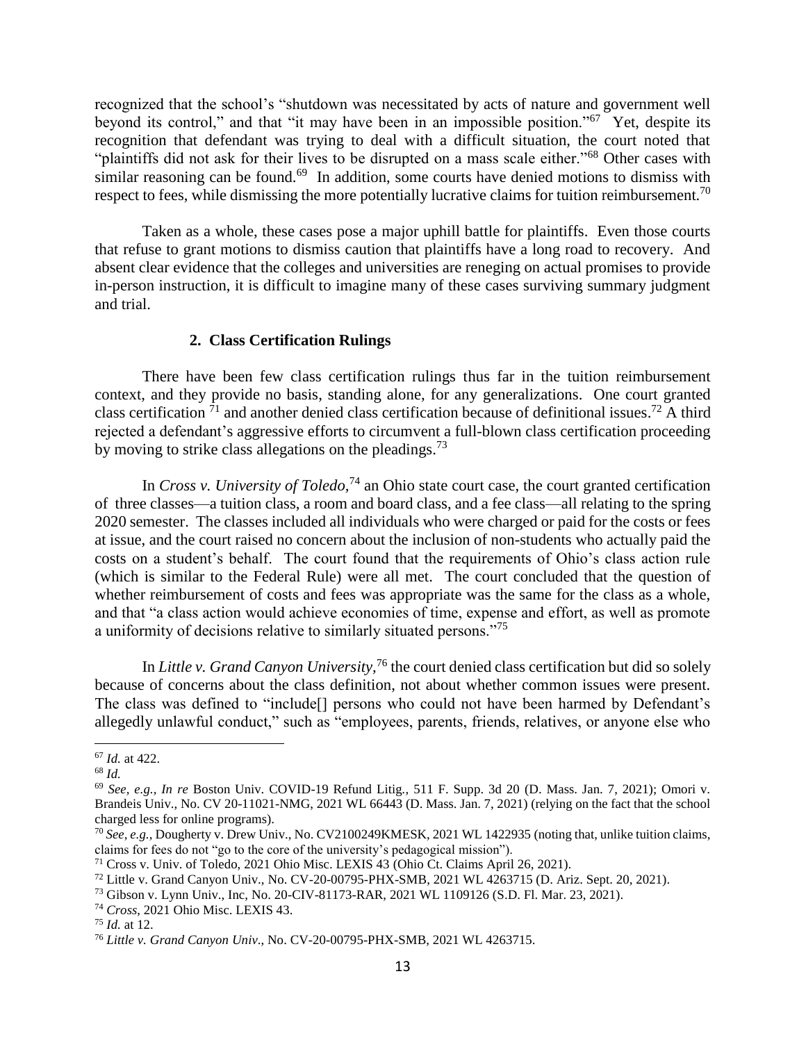recognized that the school's "shutdown was necessitated by acts of nature and government well beyond its control," and that "it may have been in an impossible position."[67] Yet, despite its recognition that defendant was trying to deal with a difficult situation, the court noted that "plaintiffs did not ask for their lives to be disrupted on a mass scale either."[68] Other cases with similar reasoning can be found.[69] In addition, some courts have denied motions to dismiss with respect to fees, while dismissing the more potentially lucrative claims for tuition reimbursement.[70]

Taken as a whole, these cases pose a major uphill battle for plaintiffs. Even those courts that refuse to grant motions to dismiss caution that plaintiffs have a long road to recovery. And absent clear evidence that the colleges and universities are reneging on actual promises to provide in-person instruction, it is difficult to imagine many of these cases surviving summary judgment and trial.

### 2. Class Certification Rulings

There have been few class certification rulings thus far in the tuition reimbursement context, and they provide no basis, standing alone, for any generalizations. One court granted class certification [71] and another denied class certification because of definitional issues.[72] A third rejected a defendant's aggressive efforts to circumvent a full-blown class certification proceeding by moving to strike class allegations on the pleadings.[73]

In *Cross v. University of Toledo*,[74] an Ohio state court case, the court granted certification of three classes—a tuition class, a room and board class, and a fee class—all relating to the spring 2020 semester. The classes included all individuals who were charged or paid for the costs or fees at issue, and the court raised no concern about the inclusion of non-students who actually paid the costs on a student's behalf. The court found that the requirements of Ohio's class action rule (which is similar to the Federal Rule) were all met. The court concluded that the question of whether reimbursement of costs and fees was appropriate was the same for the class as a whole, and that "a class action would achieve economies of time, expense and effort, as well as promote a uniformity of decisions relative to similarly situated persons."[75]

In *Little v. Grand Canyon University*,[76] the court denied class certification but did so solely because of concerns about the class definition, not about whether common issues were present. The class was defined to "include[] persons who could not have been harmed by Defendant's allegedly unlawful conduct," such as "employees, parents, friends, relatives, or anyone else who

---

[67] *Id.* at 422.

[68] *Id.*

[69] *See, e.g., In re* Boston Univ. COVID-19 Refund Litig., 511 F. Supp. 3d 20 (D. Mass. Jan. 7, 2021); Omori v. Brandeis Univ., No. CV 20-11021-NMG, 2021 WL 66443 (D. Mass. Jan. 7, 2021) (relying on the fact that the school charged less for online programs).

[70] *See, e.g.,* Dougherty v. Drew Univ., No. CV2100249KMESK, 2021 WL 1422935 (noting that, unlike tuition claims, claims for fees do not "go to the core of the university's pedagogical mission").

[71] Cross v. Univ. of Toledo, 2021 Ohio Misc. LEXIS 43 (Ohio Ct. Claims April 26, 2021).

[72] Little v. Grand Canyon Univ., No. CV-20-00795-PHX-SMB, 2021 WL 4263715 (D. Ariz. Sept. 20, 2021).

[73] Gibson v. Lynn Univ., Inc, No. 20-CIV-81173-RAR, 2021 WL 1109126 (S.D. Fl. Mar. 23, 2021).

[74] *Cross*, 2021 Ohio Misc. LEXIS 43.

[75] *Id.* at 12.

[76] *Little v. Grand Canyon Univ.*, No. CV-20-00795-PHX-SMB, 2021 WL 4263715.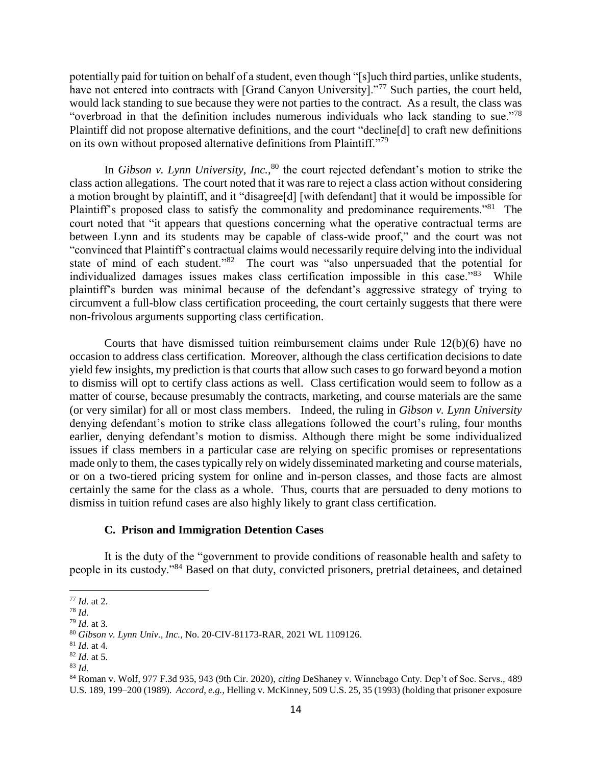potentially paid for tuition on behalf of a student, even though "[s]uch third parties, unlike students, have not entered into contracts with [Grand Canyon University]."[77] Such parties, the court held, would lack standing to sue because they were not parties to the contract. As a result, the class was "overbroad in that the definition includes numerous individuals who lack standing to sue."[78] Plaintiff did not propose alternative definitions, and the court "decline[d] to craft new definitions on its own without proposed alternative definitions from Plaintiff."[79]

In *Gibson v. Lynn University, Inc.*,[80] the court rejected defendant's motion to strike the class action allegations. The court noted that it was rare to reject a class action without considering a motion brought by plaintiff, and it "disagree[d] [with defendant] that it would be impossible for Plaintiff's proposed class to satisfy the commonality and predominance requirements."[81] The court noted that "it appears that questions concerning what the operative contractual terms are between Lynn and its students may be capable of class-wide proof," and the court was not "convinced that Plaintiff's contractual claims would necessarily require delving into the individual state of mind of each student."[82] The court was "also unpersuaded that the potential for individualized damages issues makes class certification impossible in this case."[83] While plaintiff's burden was minimal because of the defendant's aggressive strategy of trying to circumvent a full-blow class certification proceeding, the court certainly suggests that there were non-frivolous arguments supporting class certification.

Courts that have dismissed tuition reimbursement claims under Rule 12(b)(6) have no occasion to address class certification. Moreover, although the class certification decisions to date yield few insights, my prediction is that courts that allow such cases to go forward beyond a motion to dismiss will opt to certify class actions as well. Class certification would seem to follow as a matter of course, because presumably the contracts, marketing, and course materials are the same (or very similar) for all or most class members. Indeed, the ruling in *Gibson v. Lynn University* denying defendant's motion to strike class allegations followed the court's ruling, four months earlier, denying defendant's motion to dismiss. Although there might be some individualized issues if class members in a particular case are relying on specific promises or representations made only to them, the cases typically rely on widely disseminated marketing and course materials, or on a two-tiered pricing system for online and in-person classes, and those facts are almost certainly the same for the class as a whole. Thus, courts that are persuaded to deny motions to dismiss in tuition refund cases are also highly likely to grant class certification.

### C. Prison and Immigration Detention Cases

It is the duty of the "government to provide conditions of reasonable health and safety to people in its custody."[84] Based on that duty, convicted prisoners, pretrial detainees, and detained

---

[77] *Id.* at 2.

[78] *Id.*

[79] *Id.* at 3.

[80] *Gibson v. Lynn Univ., Inc.*, No. 20-CIV-81173-RAR, 2021 WL 1109126.

[81] *Id.* at 4.

[82] *Id.* at 5.

[83] *Id.*

[84] Roman v. Wolf, 977 F.3d 935, 943 (9th Cir. 2020), *citing* DeShaney v. Winnebago Cnty. Dep't of Soc. Servs., 489 U.S. 189, 199–200 (1989). *Accord, e.g.,* Helling v. McKinney, 509 U.S. 25, 35 (1993) (holding that prisoner exposure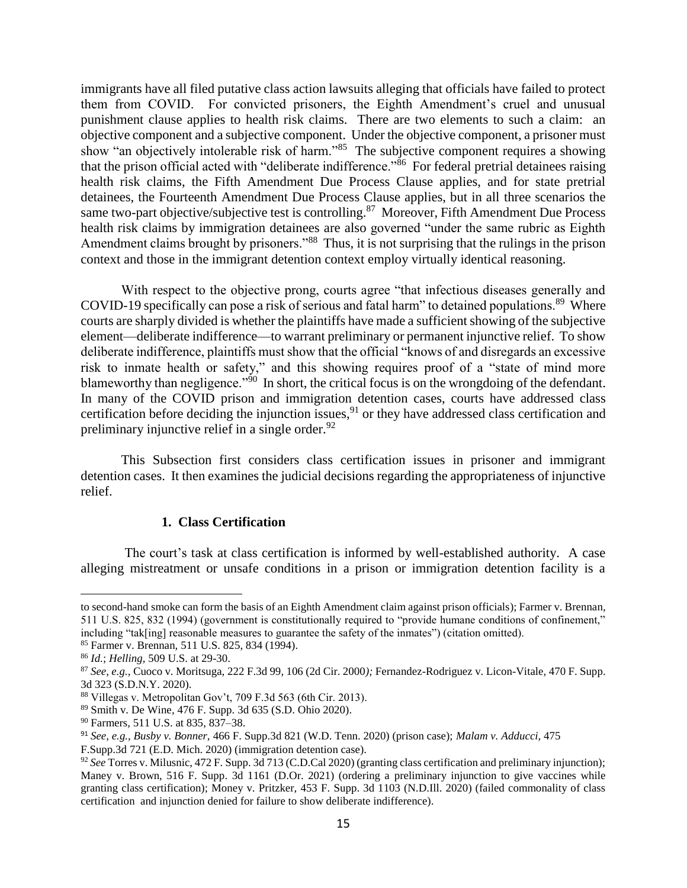immigrants have all filed putative class action lawsuits alleging that officials have failed to protect them from COVID. For convicted prisoners, the Eighth Amendment's cruel and unusual punishment clause applies to health risk claims. There are two elements to such a claim: an objective component and a subjective component. Under the objective component, a prisoner must show "an objectively intolerable risk of harm."[85] The subjective component requires a showing that the prison official acted with "deliberate indifference."[86] For federal pretrial detainees raising health risk claims, the Fifth Amendment Due Process Clause applies, and for state pretrial detainees, the Fourteenth Amendment Due Process Clause applies, but in all three scenarios the same two-part objective/subjective test is controlling.[87] Moreover, Fifth Amendment Due Process health risk claims by immigration detainees are also governed "under the same rubric as Eighth Amendment claims brought by prisoners."[88] Thus, it is not surprising that the rulings in the prison context and those in the immigrant detention context employ virtually identical reasoning.

With respect to the objective prong, courts agree "that infectious diseases generally and COVID-19 specifically can pose a risk of serious and fatal harm" to detained populations.[89] Where courts are sharply divided is whether the plaintiffs have made a sufficient showing of the subjective element—deliberate indifference—to warrant preliminary or permanent injunctive relief. To show deliberate indifference, plaintiffs must show that the official "knows of and disregards an excessive risk to inmate health or safety," and this showing requires proof of a "state of mind more blameworthy than negligence."[90] In short, the critical focus is on the wrongdoing of the defendant. In many of the COVID prison and immigration detention cases, courts have addressed class certification before deciding the injunction issues,[91] or they have addressed class certification and preliminary injunctive relief in a single order.[92]

This Subsection first considers class certification issues in prisoner and immigrant detention cases. It then examines the judicial decisions regarding the appropriateness of injunctive relief.

#### 1. Class Certification

The court's task at class certification is informed by well-established authority. A case alleging mistreatment or unsafe conditions in a prison or immigration detention facility is a

---

to second-hand smoke can form the basis of an Eighth Amendment claim against prison officials); Farmer v. Brennan, 511 U.S. 825, 832 (1994) (government is constitutionally required to "provide humane conditions of confinement," including "tak[ing] reasonable measures to guarantee the safety of the inmates") (citation omitted).

[85] Farmer v. Brennan, 511 U.S. 825, 834 (1994).

[86] *Id.*; *Helling*, 509 U.S. at 29-30.

[87] *See, e.g.,* Cuoco v. Moritsuga, 222 F.3d 99, 106 (2d Cir. 2000); Fernandez-Rodriguez v. Licon-Vitale, 470 F. Supp. 3d 323 (S.D.N.Y. 2020).

[88] Villegas v. Metropolitan Gov't, 709 F.3d 563 (6th Cir. 2013).

[89] Smith v. De Wine, 476 F. Supp. 3d 635 (S.D. Ohio 2020).

[90] Farmers, 511 U.S. at 835, 837–38.

[91] *See, e.g., Busby v. Bonner*, 466 F. Supp.3d 821 (W.D. Tenn. 2020) (prison case); *Malam v. Adducci*, 475 F.Supp.3d 721 (E.D. Mich. 2020) (immigration detention case).

[92] *See* Torres v. Milusnic, 472 F. Supp. 3d 713 (C.D.Cal 2020) (granting class certification and preliminary injunction); Maney v. Brown, 516 F. Supp. 3d 1161 (D.Or. 2021) (ordering a preliminary injunction to give vaccines while granting class certification); Money v. Pritzker, 453 F. Supp. 3d 1103 (N.D.Ill. 2020) (failed commonality of class certification and injunction denied for failure to show deliberate indifference).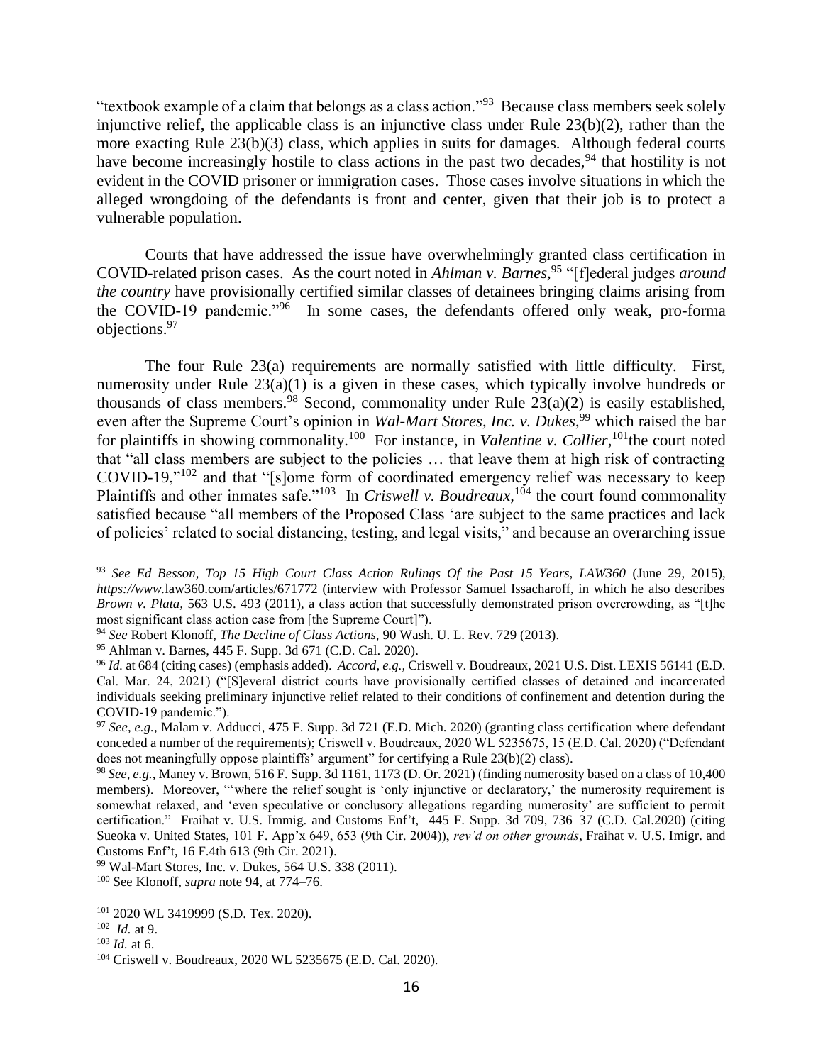"textbook example of a claim that belongs as a class action."[93] Because class members seek solely injunctive relief, the applicable class is an injunctive class under Rule 23(b)(2), rather than the more exacting Rule 23(b)(3) class, which applies in suits for damages. Although federal courts have become increasingly hostile to class actions in the past two decades,[94] that hostility is not evident in the COVID prisoner or immigration cases. Those cases involve situations in which the alleged wrongdoing of the defendants is front and center, given that their job is to protect a vulnerable population.

Courts that have addressed the issue have overwhelmingly granted class certification in COVID-related prison cases. As the court noted in *Ahlman v. Barnes*,[95] "[f]ederal judges *around the country* have provisionally certified similar classes of detainees bringing claims arising from the COVID-19 pandemic."[96] In some cases, the defendants offered only weak, pro-forma objections.[97]

The four Rule 23(a) requirements are normally satisfied with little difficulty. First, numerosity under Rule 23(a)(1) is a given in these cases, which typically involve hundreds or thousands of class members.[98] Second, commonality under Rule 23(a)(2) is easily established, even after the Supreme Court's opinion in *Wal-Mart Stores, Inc. v. Dukes*,[99] which raised the bar for plaintiffs in showing commonality.[100] For instance, in *Valentine v. Collier*,[101] the court noted that "all class members are subject to the policies … that leave them at high risk of contracting COVID-19,"[102] and that "[s]ome form of coordinated emergency relief was necessary to keep Plaintiffs and other inmates safe."[103] In *Criswell v. Boudreaux*,[104] the court found commonality satisfied because "all members of the Proposed Class 'are subject to the same practices and lack of policies' related to social distancing, testing, and legal visits," and because an overarching issue

---

[93] *See Ed Besson, Top 15 High Court Class Action Rulings Of the Past 15 Years, LAW360* (June 29, 2015), *https://www*.law360.com/articles/671772 (interview with Professor Samuel Issacharoff, in which he also describes *Brown v. Plata,* 563 U.S. 493 (2011), a class action that successfully demonstrated prison overcrowding, as "[t]he most significant class action case from [the Supreme Court]").

[94] *See* Robert Klonoff, *The Decline of Class Actions,* 90 Wash. U. L. Rev. 729 (2013).

[95] Ahlman v. Barnes, 445 F. Supp. 3d 671 (C.D. Cal. 2020).

[96] *Id.* at 684 (citing cases) (emphasis added). *Accord, e.g.,* Criswell v. Boudreaux, 2021 U.S. Dist. LEXIS 56141 (E.D. Cal. Mar. 24, 2021) ("[S]everal district courts have provisionally certified classes of detained and incarcerated individuals seeking preliminary injunctive relief related to their conditions of confinement and detention during the COVID-19 pandemic.").

[97] *See, e.g.,* Malam v. Adducci, 475 F. Supp. 3d 721 (E.D. Mich. 2020) (granting class certification where defendant conceded a number of the requirements); Criswell v. Boudreaux, 2020 WL 5235675, 15 (E.D. Cal. 2020) ("Defendant does not meaningfully oppose plaintiffs' argument" for certifying a Rule 23(b)(2) class).

[98] *See, e.g.,* Maney v. Brown, 516 F. Supp. 3d 1161, 1173 (D. Or. 2021) (finding numerosity based on a class of 10,400 members). Moreover, "'where the relief sought is 'only injunctive or declaratory,' the numerosity requirement is somewhat relaxed, and 'even speculative or conclusory allegations regarding numerosity' are sufficient to permit certification." Fraihat v. U.S. Immig. and Customs Enf't, 445 F. Supp. 3d 709, 736–37 (C.D. Cal.2020) (citing Sueoka v. United States, 101 F. App'x 649, 653 (9th Cir. 2004)), *rev'd on other grounds,* Fraihat v. U.S. Imigr. and Customs Enf't, 16 F.4th 613 (9th Cir. 2021).

[99] Wal-Mart Stores, Inc. v. Dukes, 564 U.S. 338 (2011).

[100] See Klonoff, *supra* note 94, at 774–76.

[101] 2020 WL 3419999 (S.D. Tex. 2020).

[102] *Id.* at 9.

[103] *Id.* at 6.

[104] Criswell v. Boudreaux, 2020 WL 5235675 (E.D. Cal. 2020).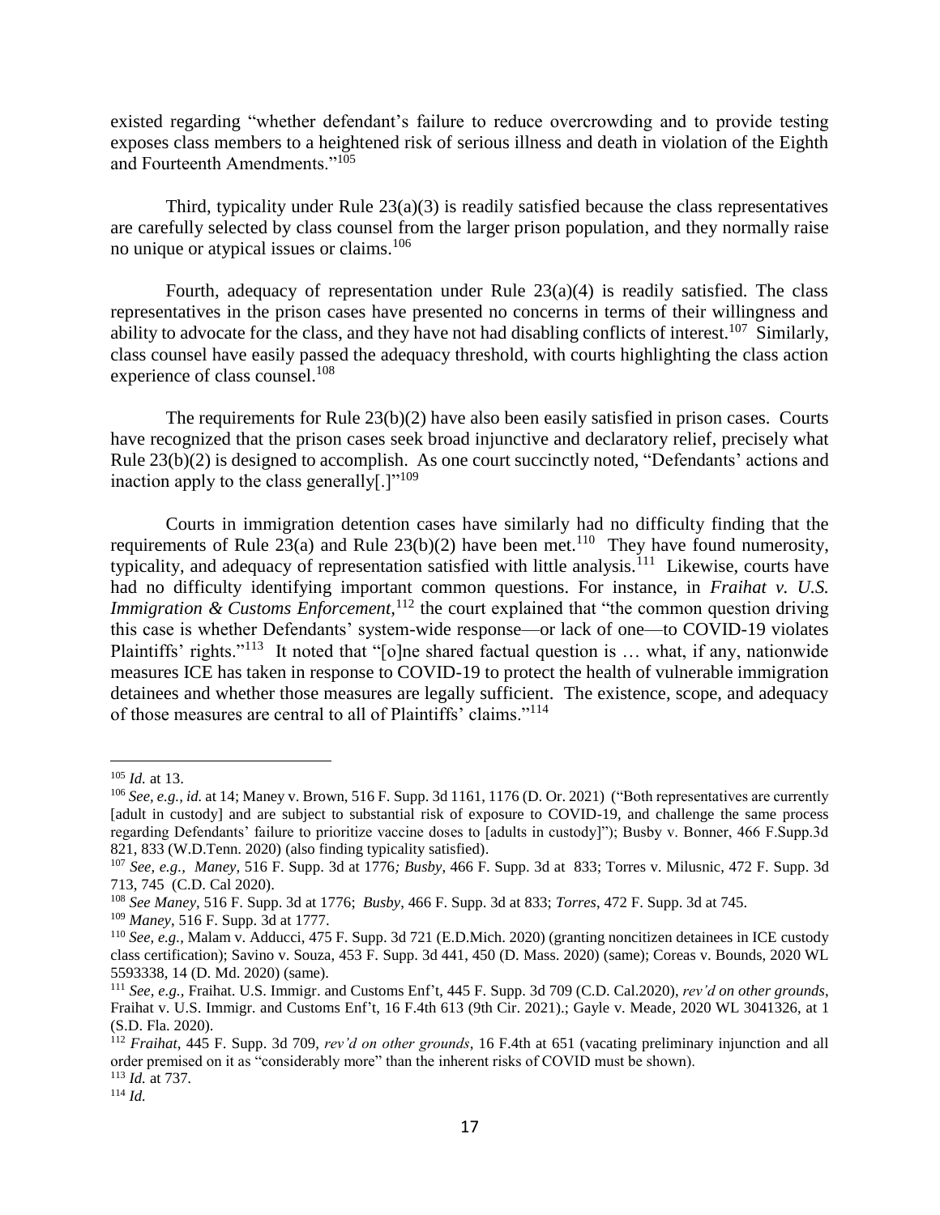existed regarding "whether defendant's failure to reduce overcrowding and to provide testing exposes class members to a heightened risk of serious illness and death in violation of the Eighth and Fourteenth Amendments."[105]

Third, typicality under Rule 23(a)(3) is readily satisfied because the class representatives are carefully selected by class counsel from the larger prison population, and they normally raise no unique or atypical issues or claims.[106]

Fourth, adequacy of representation under Rule 23(a)(4) is readily satisfied. The class representatives in the prison cases have presented no concerns in terms of their willingness and ability to advocate for the class, and they have not had disabling conflicts of interest.[107] Similarly, class counsel have easily passed the adequacy threshold, with courts highlighting the class action experience of class counsel.[108]

The requirements for Rule 23(b)(2) have also been easily satisfied in prison cases. Courts have recognized that the prison cases seek broad injunctive and declaratory relief, precisely what Rule 23(b)(2) is designed to accomplish. As one court succinctly noted, "Defendants' actions and inaction apply to the class generally[.]"[109]

Courts in immigration detention cases have similarly had no difficulty finding that the requirements of Rule 23(a) and Rule 23(b)(2) have been met.[110] They have found numerosity, typicality, and adequacy of representation satisfied with little analysis.[111] Likewise, courts have had no difficulty identifying important common questions. For instance, in *Fraihat v. U.S. Immigration & Customs Enforcement,*[112] the court explained that "the common question driving this case is whether Defendants' system-wide response—or lack of one—to COVID-19 violates Plaintiffs' rights."[113] It noted that "[o]ne shared factual question is … what, if any, nationwide measures ICE has taken in response to COVID-19 to protect the health of vulnerable immigration detainees and whether those measures are legally sufficient. The existence, scope, and adequacy of those measures are central to all of Plaintiffs' claims."[114]

---

[105] *Id.* at 13.

[106] *See, e.g., id.* at 14; Maney v. Brown, 516 F. Supp. 3d 1161, 1176 (D. Or. 2021) ("Both representatives are currently [adult in custody] and are subject to substantial risk of exposure to COVID-19, and challenge the same process regarding Defendants' failure to prioritize vaccine doses to [adults in custody]"); Busby v. Bonner, 466 F.Supp.3d 821, 833 (W.D.Tenn. 2020) (also finding typicality satisfied).

[107] *See, e.g., Maney*, 516 F. Supp. 3d at 1776*; Busby*, 466 F. Supp. 3d at 833; Torres v. Milusnic, 472 F. Supp. 3d 713, 745 (C.D. Cal 2020).

[108] *See Maney*, 516 F. Supp. 3d at 1776; *Busby*, 466 F. Supp. 3d at 833; *Torres*, 472 F. Supp. 3d at 745.

[109] *Maney*, 516 F. Supp. 3d at 1777.

[110] *See, e.g.*, Malam v. Adducci, 475 F. Supp. 3d 721 (E.D.Mich. 2020) (granting noncitizen detainees in ICE custody class certification); Savino v. Souza, 453 F. Supp. 3d 441, 450 (D. Mass. 2020) (same); Coreas v. Bounds, 2020 WL 5593338, 14 (D. Md. 2020) (same).

[111] *See, e.g.*, Fraihat. U.S. Immigr. and Customs Enf't, 445 F. Supp. 3d 709 (C.D. Cal.2020), *rev'd on other grounds*, Fraihat v. U.S. Immigr. and Customs Enf't, 16 F.4th 613 (9th Cir. 2021).; Gayle v. Meade*,* 2020 WL 3041326, at 1 (S.D. Fla. 2020).

[112] *Fraihat*, 445 F. Supp. 3d 709, *rev'd on other grounds*, 16 F.4th at 651 (vacating preliminary injunction and all order premised on it as "considerably more" than the inherent risks of COVID must be shown).

[113] *Id.* at 737.

[114] *Id.*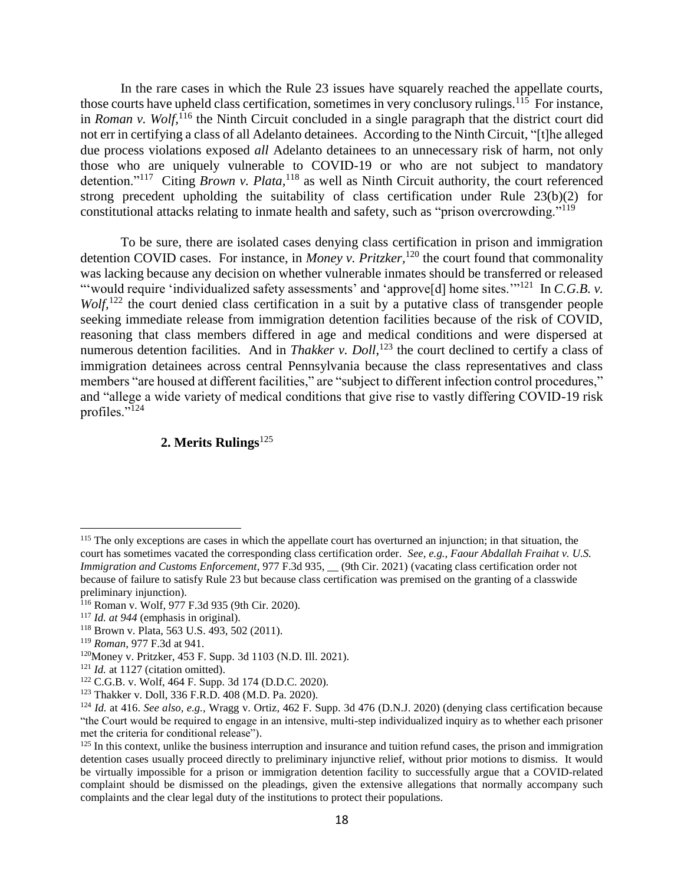In the rare cases in which the Rule 23 issues have squarely reached the appellate courts, those courts have upheld class certification, sometimes in very conclusory rulings.[115] For instance, in *Roman v. Wolf*,[116] the Ninth Circuit concluded in a single paragraph that the district court did not err in certifying a class of all Adelanto detainees. According to the Ninth Circuit, "[t]he alleged due process violations exposed *all* Adelanto detainees to an unnecessary risk of harm, not only those who are uniquely vulnerable to COVID-19 or who are not subject to mandatory detention."[117] Citing *Brown v. Plata,*[118] as well as Ninth Circuit authority, the court referenced strong precedent upholding the suitability of class certification under Rule 23(b)(2) for constitutional attacks relating to inmate health and safety, such as "prison overcrowding."[119]

To be sure, there are isolated cases denying class certification in prison and immigration detention COVID cases. For instance, in *Money v. Pritzker*,[120] the court found that commonality was lacking because any decision on whether vulnerable inmates should be transferred or released "'would require 'individualized safety assessments' and 'approve[d] home sites.'"[121] In *C.G.B. v. Wolf*,[122] the court denied class certification in a suit by a putative class of transgender people seeking immediate release from immigration detention facilities because of the risk of COVID, reasoning that class members differed in age and medical conditions and were dispersed at numerous detention facilities. And in *Thakker v. Doll*,[123] the court declined to certify a class of immigration detainees across central Pennsylvania because the class representatives and class members "are housed at different facilities," are "subject to different infection control procedures," and "allege a wide variety of medical conditions that give rise to vastly differing COVID-19 risk profiles."[124]

### 2. Merits Rulings[125]

---

[115] The only exceptions are cases in which the appellate court has overturned an injunction; in that situation, the court has sometimes vacated the corresponding class certification order. *See, e.g., Faour Abdallah Fraihat v. U.S. Immigration and Customs Enforcement*, 977 F.3d 935, __ (9th Cir. 2021) (vacating class certification order not because of failure to satisfy Rule 23 but because class certification was premised on the granting of a classwide preliminary injunction).

[116] Roman v. Wolf, 977 F.3d 935 (9th Cir. 2020).

[117] *Id. at 944* (emphasis in original).

[118] Brown v. Plata, 563 U.S. 493, 502 (2011).

[119] *Roman,* 977 F.3d at 941.

[120] Money v. Pritzker, 453 F. Supp. 3d 1103 (N.D. Ill. 2021).

[121] *Id.* at 1127 (citation omitted).

[122] C.G.B. v. Wolf, 464 F. Supp. 3d 174 (D.D.C. 2020).

[123] Thakker v. Doll, 336 F.R.D. 408 (M.D. Pa. 2020).

[124] *Id.* at 416. *See also, e.g.,* Wragg v. Ortiz, 462 F. Supp. 3d 476 (D.N.J. 2020) (denying class certification because "the Court would be required to engage in an intensive, multi-step individualized inquiry as to whether each prisoner met the criteria for conditional release").

[125] In this context, unlike the business interruption and insurance and tuition refund cases, the prison and immigration detention cases usually proceed directly to preliminary injunctive relief, without prior motions to dismiss. It would be virtually impossible for a prison or immigration detention facility to successfully argue that a COVID-related complaint should be dismissed on the pleadings, given the extensive allegations that normally accompany such complaints and the clear legal duty of the institutions to protect their populations.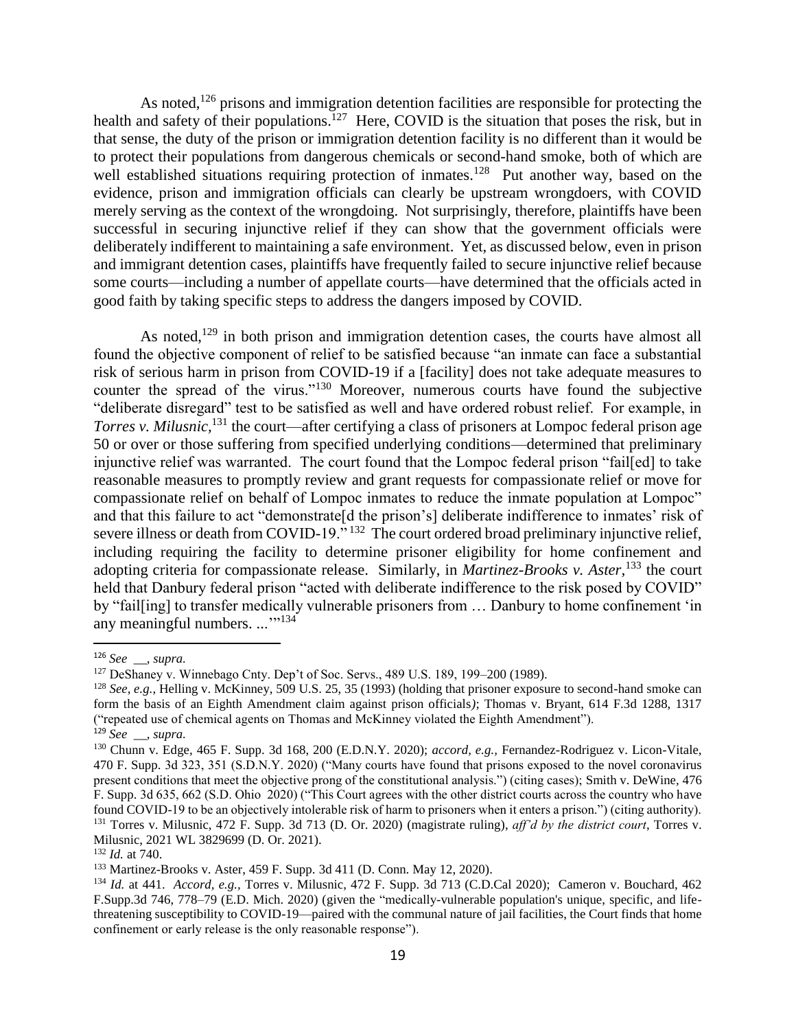As noted,[126] prisons and immigration detention facilities are responsible for protecting the health and safety of their populations.[127] Here, COVID is the situation that poses the risk, but in that sense, the duty of the prison or immigration detention facility is no different than it would be to protect their populations from dangerous chemicals or second-hand smoke, both of which are well established situations requiring protection of inmates.[128] Put another way, based on the evidence, prison and immigration officials can clearly be upstream wrongdoers, with COVID merely serving as the context of the wrongdoing. Not surprisingly, therefore, plaintiffs have been successful in securing injunctive relief if they can show that the government officials were deliberately indifferent to maintaining a safe environment. Yet, as discussed below, even in prison and immigrant detention cases, plaintiffs have frequently failed to secure injunctive relief because some courts—including a number of appellate courts—have determined that the officials acted in good faith by taking specific steps to address the dangers imposed by COVID.

As noted,[129] in both prison and immigration detention cases, the courts have almost all found the objective component of relief to be satisfied because "an inmate can face a substantial risk of serious harm in prison from COVID-19 if a [facility] does not take adequate measures to counter the spread of the virus."[130] Moreover, numerous courts have found the subjective "deliberate disregard" test to be satisfied as well and have ordered robust relief. For example, in *Torres v. Milusnic*,[131] the court—after certifying a class of prisoners at Lompoc federal prison age 50 or over or those suffering from specified underlying conditions—determined that preliminary injunctive relief was warranted. The court found that the Lompoc federal prison "fail[ed] to take reasonable measures to promptly review and grant requests for compassionate relief or move for compassionate relief on behalf of Lompoc inmates to reduce the inmate population at Lompoc" and that this failure to act "demonstrate[d the prison's] deliberate indifference to inmates' risk of severe illness or death from COVID-19."[132] The court ordered broad preliminary injunctive relief, including requiring the facility to determine prisoner eligibility for home confinement and adopting criteria for compassionate release. Similarly, in *Martinez-Brooks v. Aster*,[133] the court held that Danbury federal prison "acted with deliberate indifference to the risk posed by COVID" by "fail[ing] to transfer medically vulnerable prisoners from … Danbury to home confinement 'in any meaningful numbers. ...'"[134]

---

[126] *See* __, *supra.*

[127] DeShaney v. Winnebago Cnty. Dep't of Soc. Servs., 489 U.S. 189, 199–200 (1989).

[128] *See, e.g.,* Helling v. McKinney, 509 U.S. 25, 35 (1993) (holding that prisoner exposure to second-hand smoke can form the basis of an Eighth Amendment claim against prison officials); Thomas v. Bryant, 614 F.3d 1288, 1317 ("repeated use of chemical agents on Thomas and McKinney violated the Eighth Amendment").

[129] *See* __, *supra.*

[130] Chunn v. Edge, 465 F. Supp. 3d 168, 200 (E.D.N.Y. 2020); *accord, e.g.,* Fernandez-Rodriguez v. Licon-Vitale, 470 F. Supp. 3d 323, 351 (S.D.N.Y. 2020) ("Many courts have found that prisons exposed to the novel coronavirus present conditions that meet the objective prong of the constitutional analysis.") (citing cases); Smith v. DeWine, 476 F. Supp. 3d 635, 662 (S.D. Ohio 2020) ("This Court agrees with the other district courts across the country who have found COVID-19 to be an objectively intolerable risk of harm to prisoners when it enters a prison.") (citing authority).

[131] Torres v. Milusnic, 472 F. Supp. 3d 713 (D. Or. 2020) (magistrate ruling), *aff'd by the district court*, Torres v. Milusnic, 2021 WL 3829699 (D. Or. 2021).

[132] *Id.* at 740.

[133] Martinez-Brooks v. Aster, 459 F. Supp. 3d 411 (D. Conn. May 12, 2020).

[134] *Id.* at 441. *Accord, e.g.,* Torres v. Milusnic, 472 F. Supp. 3d 713 (C.D.Cal 2020); Cameron v. Bouchard, 462 F.Supp.3d 746, 778–79 (E.D. Mich. 2020) (given the "medically-vulnerable population's unique, specific, and life-threatening susceptibility to COVID-19—paired with the communal nature of jail facilities, the Court finds that home confinement or early release is the only reasonable response").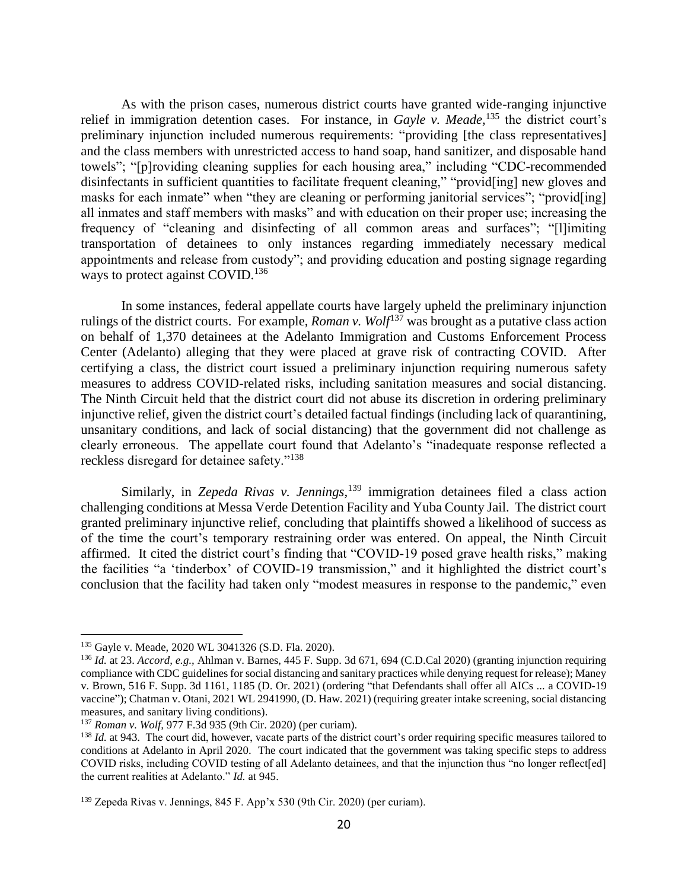As with the prison cases, numerous district courts have granted wide-ranging injunctive relief in immigration detention cases. For instance, in *Gayle v. Meade,*[135] the district court's preliminary injunction included numerous requirements: "providing [the class representatives] and the class members with unrestricted access to hand soap, hand sanitizer, and disposable hand towels"; "[p]roviding cleaning supplies for each housing area," including "CDC-recommended disinfectants in sufficient quantities to facilitate frequent cleaning," "provid[ing] new gloves and masks for each inmate" when "they are cleaning or performing janitorial services"; "provid[ing] all inmates and staff members with masks" and with education on their proper use; increasing the frequency of "cleaning and disinfecting of all common areas and surfaces"; "[l]imiting transportation of detainees to only instances regarding immediately necessary medical appointments and release from custody"; and providing education and posting signage regarding ways to protect against COVID.[136]

In some instances, federal appellate courts have largely upheld the preliminary injunction rulings of the district courts. For example, *Roman v. Wolf*[137] was brought as a putative class action on behalf of 1,370 detainees at the Adelanto Immigration and Customs Enforcement Process Center (Adelanto) alleging that they were placed at grave risk of contracting COVID. After certifying a class, the district court issued a preliminary injunction requiring numerous safety measures to address COVID-related risks, including sanitation measures and social distancing. The Ninth Circuit held that the district court did not abuse its discretion in ordering preliminary injunctive relief, given the district court's detailed factual findings (including lack of quarantining, unsanitary conditions, and lack of social distancing) that the government did not challenge as clearly erroneous. The appellate court found that Adelanto's "inadequate response reflected a reckless disregard for detainee safety."[138]

Similarly, in *Zepeda Rivas v. Jennings,*[139] immigration detainees filed a class action challenging conditions at Messa Verde Detention Facility and Yuba County Jail. The district court granted preliminary injunctive relief, concluding that plaintiffs showed a likelihood of success as of the time the court's temporary restraining order was entered. On appeal, the Ninth Circuit affirmed. It cited the district court's finding that "COVID-19 posed grave health risks," making the facilities "a 'tinderbox' of COVID-19 transmission," and it highlighted the district court's conclusion that the facility had taken only "modest measures in response to the pandemic," even

---

[135] Gayle v. Meade, 2020 WL 3041326 (S.D. Fla. 2020).

[136] *Id.* at 23. *Accord, e.g.,* Ahlman v. Barnes, 445 F. Supp. 3d 671, 694 (C.D.Cal 2020) (granting injunction requiring compliance with CDC guidelines for social distancing and sanitary practices while denying request for release); Maney v. Brown, 516 F. Supp. 3d 1161, 1185 (D. Or. 2021) (ordering "that Defendants shall offer all AICs ... a COVID-19 vaccine"); Chatman v. Otani, 2021 WL 2941990, (D. Haw. 2021) (requiring greater intake screening, social distancing measures, and sanitary living conditions).

[137] *Roman v. Wolf*, 977 F.3d 935 (9th Cir. 2020) (per curiam).

[138] *Id.* at 943. The court did, however, vacate parts of the district court's order requiring specific measures tailored to conditions at Adelanto in April 2020. The court indicated that the government was taking specific steps to address COVID risks, including COVID testing of all Adelanto detainees, and that the injunction thus "no longer reflect[ed] the current realities at Adelanto." *Id.* at 945.

[139] Zepeda Rivas v. Jennings, 845 F. App'x 530 (9th Cir. 2020) (per curiam).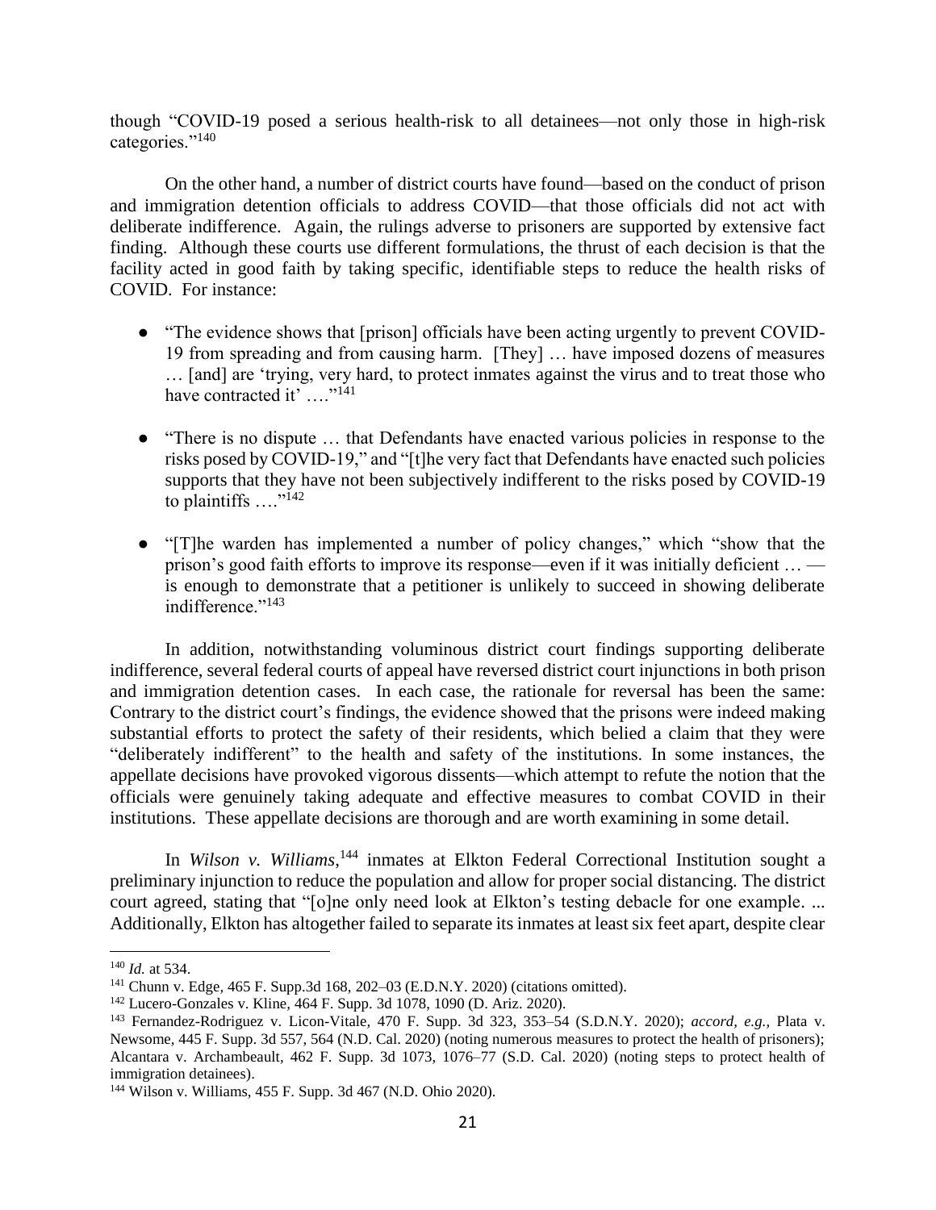though "COVID-19 posed a serious health-risk to all detainees—not only those in high-risk categories."[140]

On the other hand, a number of district courts have found—based on the conduct of prison and immigration detention officials to address COVID—that those officials did not act with deliberate indifference. Again, the rulings adverse to prisoners are supported by extensive fact finding. Although these courts use different formulations, the thrust of each decision is that the facility acted in good faith by taking specific, identifiable steps to reduce the health risks of COVID. For instance:

- "The evidence shows that [prison] officials have been acting urgently to prevent COVID-19 from spreading and from causing harm. [They] … have imposed dozens of measures … [and] are 'trying, very hard, to protect inmates against the virus and to treat those who have contracted it' …."[141]
- "There is no dispute … that Defendants have enacted various policies in response to the risks posed by COVID-19," and "[t]he very fact that Defendants have enacted such policies supports that they have not been subjectively indifferent to the risks posed by COVID-19 to plaintiffs …."[142]
- "[T]he warden has implemented a number of policy changes," which "show that the prison's good faith efforts to improve its response—even if it was initially deficient … —is enough to demonstrate that a petitioner is unlikely to succeed in showing deliberate indifference."[143]

In addition, notwithstanding voluminous district court findings supporting deliberate indifference, several federal courts of appeal have reversed district court injunctions in both prison and immigration detention cases. In each case, the rationale for reversal has been the same: Contrary to the district court's findings, the evidence showed that the prisons were indeed making substantial efforts to protect the safety of their residents, which belied a claim that they were "deliberately indifferent" to the health and safety of the institutions. In some instances, the appellate decisions have provoked vigorous dissents—which attempt to refute the notion that the officials were genuinely taking adequate and effective measures to combat COVID in their institutions. These appellate decisions are thorough and are worth examining in some detail.

In *Wilson v. Williams*,[144] inmates at Elkton Federal Correctional Institution sought a preliminary injunction to reduce the population and allow for proper social distancing. The district court agreed, stating that "[o]ne only need look at Elkton's testing debacle for one example. ... Additionally, Elkton has altogether failed to separate its inmates at least six feet apart, despite clear

---

[140] *Id.* at 534.

[141] Chunn v. Edge, 465 F. Supp.3d 168, 202–03 (E.D.N.Y. 2020) (citations omitted).

[142] Lucero-Gonzales v. Kline, 464 F. Supp. 3d 1078, 1090 (D. Ariz. 2020).

[143] Fernandez-Rodriguez v. Licon-Vitale, 470 F. Supp. 3d 323, 353–54 (S.D.N.Y. 2020); *accord, e.g.*, Plata v. Newsome, 445 F. Supp. 3d 557, 564 (N.D. Cal. 2020) (noting numerous measures to protect the health of prisoners); Alcantara v. Archambeault, 462 F. Supp. 3d 1073, 1076–77 (S.D. Cal. 2020) (noting steps to protect health of immigration detainees).

[144] Wilson v. Williams, 455 F. Supp. 3d 467 (N.D. Ohio 2020).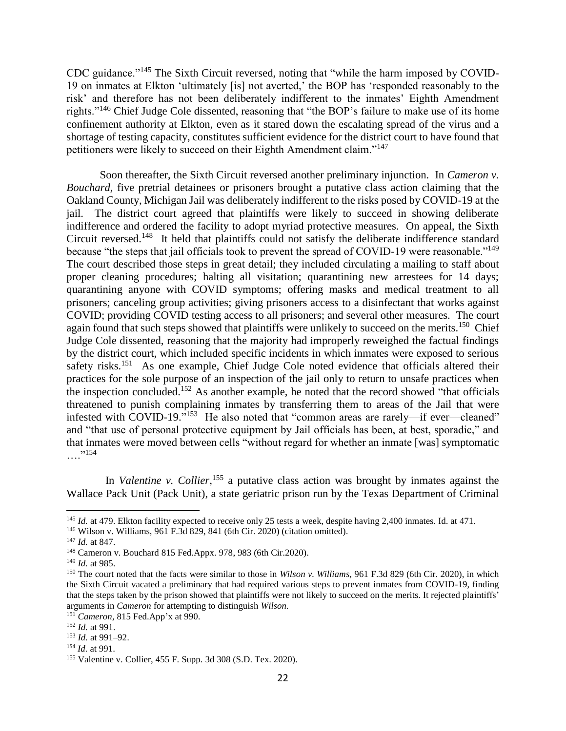CDC guidance."[145] The Sixth Circuit reversed, noting that "while the harm imposed by COVID-19 on inmates at Elkton 'ultimately [is] not averted,' the BOP has 'responded reasonably to the risk' and therefore has not been deliberately indifferent to the inmates' Eighth Amendment rights."[146] Chief Judge Cole dissented, reasoning that "the BOP's failure to make use of its home confinement authority at Elkton, even as it stared down the escalating spread of the virus and a shortage of testing capacity, constitutes sufficient evidence for the district court to have found that petitioners were likely to succeed on their Eighth Amendment claim."[147]

Soon thereafter, the Sixth Circuit reversed another preliminary injunction. In *Cameron v. Bouchard*, five pretrial detainees or prisoners brought a putative class action claiming that the Oakland County, Michigan Jail was deliberately indifferent to the risks posed by COVID-19 at the jail. The district court agreed that plaintiffs were likely to succeed in showing deliberate indifference and ordered the facility to adopt myriad protective measures. On appeal, the Sixth Circuit reversed.[148] It held that plaintiffs could not satisfy the deliberate indifference standard because "the steps that jail officials took to prevent the spread of COVID-19 were reasonable."[149] The court described those steps in great detail; they included circulating a mailing to staff about proper cleaning procedures; halting all visitation; quarantining new arrestees for 14 days; quarantining anyone with COVID symptoms; offering masks and medical treatment to all prisoners; canceling group activities; giving prisoners access to a disinfectant that works against COVID; providing COVID testing access to all prisoners; and several other measures. The court again found that such steps showed that plaintiffs were unlikely to succeed on the merits.[150] Chief Judge Cole dissented, reasoning that the majority had improperly reweighed the factual findings by the district court, which included specific incidents in which inmates were exposed to serious safety risks.[151] As one example, Chief Judge Cole noted evidence that officials altered their practices for the sole purpose of an inspection of the jail only to return to unsafe practices when the inspection concluded.[152] As another example, he noted that the record showed "that officials threatened to punish complaining inmates by transferring them to areas of the Jail that were infested with COVID-19."[153] He also noted that "common areas are rarely—if ever—cleaned" and "that use of personal protective equipment by Jail officials has been, at best, sporadic," and that inmates were moved between cells "without regard for whether an inmate [was] symptomatic …."[154]

In *Valentine v. Collier*,[155] a putative class action was brought by inmates against the Wallace Pack Unit (Pack Unit), a state geriatric prison run by the Texas Department of Criminal

---

[145] *Id.* at 479. Elkton facility expected to receive only 25 tests a week, despite having 2,400 inmates. Id. at 471.

[146] Wilson v. Williams, 961 F.3d 829, 841 (6th Cir. 2020) (citation omitted).

[147] *Id.* at 847.

[148] Cameron v. Bouchard 815 Fed.Appx. 978, 983 (6th Cir.2020).

[149] *Id.* at 985.

[150] The court noted that the facts were similar to those in *Wilson v. Williams*, 961 F.3d 829 (6th Cir. 2020), in which the Sixth Circuit vacated a preliminary that had required various steps to prevent inmates from COVID-19, finding that the steps taken by the prison showed that plaintiffs were not likely to succeed on the merits. It rejected plaintiffs' arguments in *Cameron* for attempting to distinguish *Wilson.*

[151] *Cameron*, 815 Fed.App'x at 990.

[152] *Id.* at 991.

[153] *Id.* at 991–92.

[154] *Id.* at 991.

[155] Valentine v. Collier, 455 F. Supp. 3d 308 (S.D. Tex. 2020).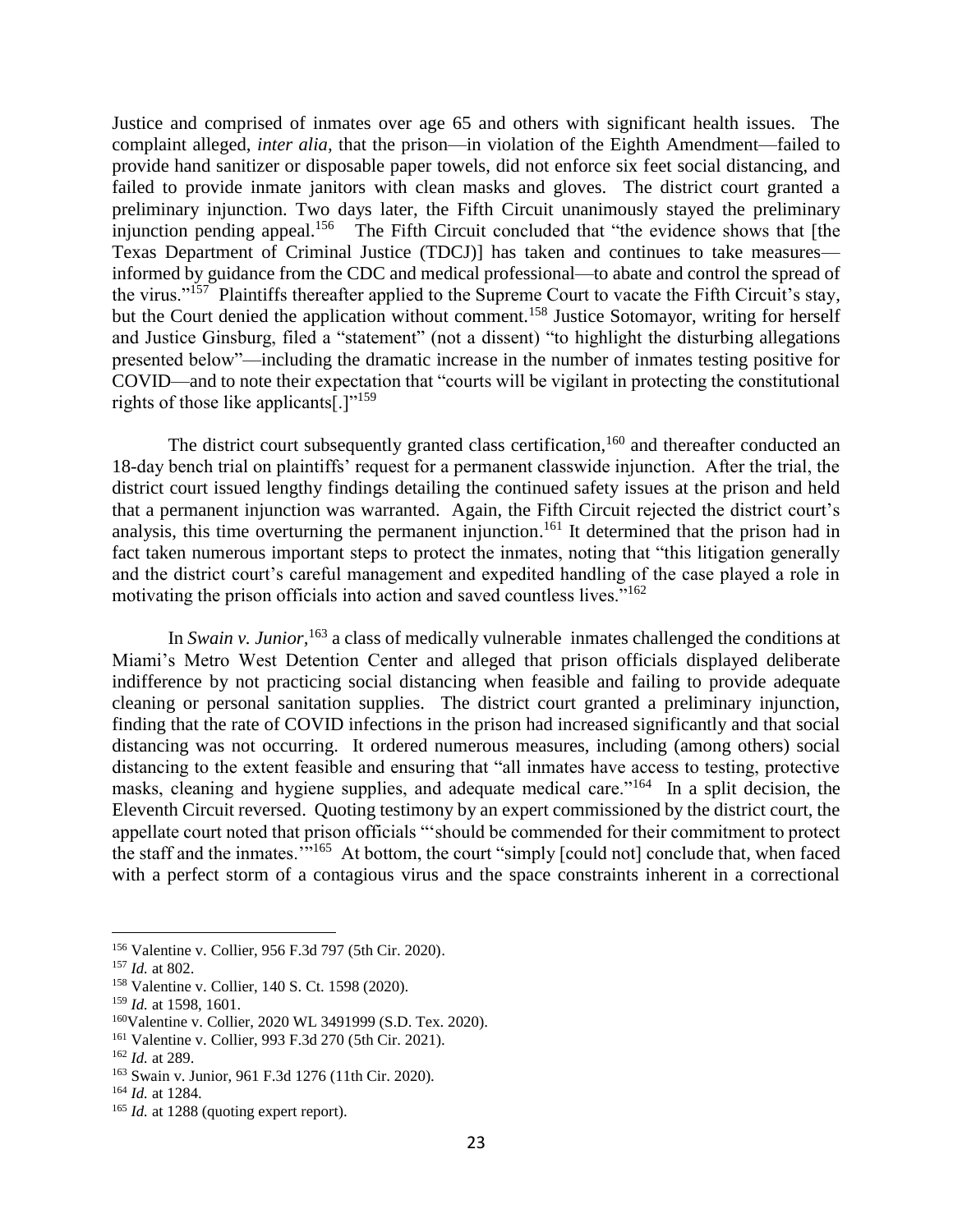Justice and comprised of inmates over age 65 and others with significant health issues. The complaint alleged, *inter alia,* that the prison—in violation of the Eighth Amendment—failed to provide hand sanitizer or disposable paper towels, did not enforce six feet social distancing, and failed to provide inmate janitors with clean masks and gloves. The district court granted a preliminary injunction. Two days later, the Fifth Circuit unanimously stayed the preliminary injunction pending appeal.[156] The Fifth Circuit concluded that "the evidence shows that [the Texas Department of Criminal Justice (TDCJ)] has taken and continues to take measures—informed by guidance from the CDC and medical professional—to abate and control the spread of the virus."[157] Plaintiffs thereafter applied to the Supreme Court to vacate the Fifth Circuit's stay, but the Court denied the application without comment.[158] Justice Sotomayor, writing for herself and Justice Ginsburg, filed a "statement" (not a dissent) "to highlight the disturbing allegations presented below"—including the dramatic increase in the number of inmates testing positive for COVID—and to note their expectation that "courts will be vigilant in protecting the constitutional rights of those like applicants[.]"[159]

The district court subsequently granted class certification,[160] and thereafter conducted an 18-day bench trial on plaintiffs' request for a permanent classwide injunction. After the trial, the district court issued lengthy findings detailing the continued safety issues at the prison and held that a permanent injunction was warranted. Again, the Fifth Circuit rejected the district court's analysis, this time overturning the permanent injunction.[161] It determined that the prison had in fact taken numerous important steps to protect the inmates, noting that "this litigation generally and the district court's careful management and expedited handling of the case played a role in motivating the prison officials into action and saved countless lives."[162]

In *Swain v. Junior*,[163] a class of medically vulnerable inmates challenged the conditions at Miami's Metro West Detention Center and alleged that prison officials displayed deliberate indifference by not practicing social distancing when feasible and failing to provide adequate cleaning or personal sanitation supplies. The district court granted a preliminary injunction, finding that the rate of COVID infections in the prison had increased significantly and that social distancing was not occurring. It ordered numerous measures, including (among others) social distancing to the extent feasible and ensuring that "all inmates have access to testing, protective masks, cleaning and hygiene supplies, and adequate medical care."[164] In a split decision, the Eleventh Circuit reversed. Quoting testimony by an expert commissioned by the district court, the appellate court noted that prison officials "'should be commended for their commitment to protect the staff and the inmates.'"[165] At bottom, the court "simply [could not] conclude that, when faced with a perfect storm of a contagious virus and the space constraints inherent in a correctional

---

[156] Valentine v. Collier, 956 F.3d 797 (5th Cir. 2020).

[157] *Id.* at 802.

[158] Valentine v. Collier, 140 S. Ct. 1598 (2020).

[159] *Id.* at 1598, 1601.

[160] Valentine v. Collier, 2020 WL 3491999 (S.D. Tex. 2020).

[161] Valentine v. Collier, 993 F.3d 270 (5th Cir. 2021).

[162] *Id.* at 289.

[163] Swain v. Junior, 961 F.3d 1276 (11th Cir. 2020).

[164] *Id.* at 1284.

[165] *Id.* at 1288 (quoting expert report).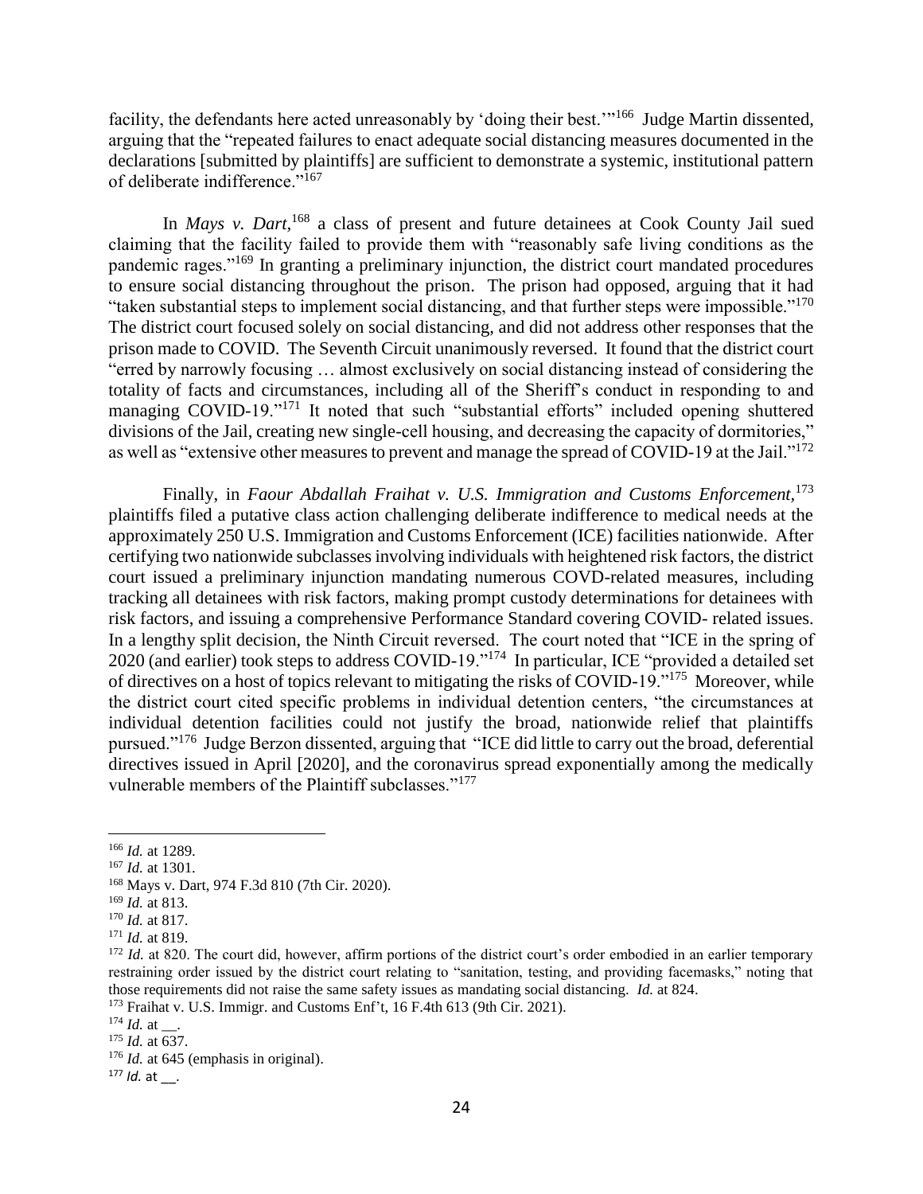facility, the defendants here acted unreasonably by 'doing their best.'"[166] Judge Martin dissented, arguing that the "repeated failures to enact adequate social distancing measures documented in the declarations [submitted by plaintiffs] are sufficient to demonstrate a systemic, institutional pattern of deliberate indifference."[167]

In *Mays v. Dart*,[168] a class of present and future detainees at Cook County Jail sued claiming that the facility failed to provide them with "reasonably safe living conditions as the pandemic rages."[169] In granting a preliminary injunction, the district court mandated procedures to ensure social distancing throughout the prison. The prison had opposed, arguing that it had "taken substantial steps to implement social distancing, and that further steps were impossible."[170] The district court focused solely on social distancing, and did not address other responses that the prison made to COVID. The Seventh Circuit unanimously reversed. It found that the district court "erred by narrowly focusing … almost exclusively on social distancing instead of considering the totality of facts and circumstances, including all of the Sheriff's conduct in responding to and managing COVID-19."[171] It noted that such "substantial efforts" included opening shuttered divisions of the Jail, creating new single-cell housing, and decreasing the capacity of dormitories," as well as "extensive other measures to prevent and manage the spread of COVID-19 at the Jail."[172]

Finally, in *Faour Abdallah Fraihat v. U.S. Immigration and Customs Enforcement*,[173] plaintiffs filed a putative class action challenging deliberate indifference to medical needs at the approximately 250 U.S. Immigration and Customs Enforcement (ICE) facilities nationwide. After certifying two nationwide subclasses involving individuals with heightened risk factors, the district court issued a preliminary injunction mandating numerous COVD-related measures, including tracking all detainees with risk factors, making prompt custody determinations for detainees with risk factors, and issuing a comprehensive Performance Standard covering COVID- related issues. In a lengthy split decision, the Ninth Circuit reversed. The court noted that "ICE in the spring of 2020 (and earlier) took steps to address COVID-19."[174] In particular, ICE "provided a detailed set of directives on a host of topics relevant to mitigating the risks of COVID-19."[175] Moreover, while the district court cited specific problems in individual detention centers, "the circumstances at individual detention facilities could not justify the broad, nationwide relief that plaintiffs pursued."[176] Judge Berzon dissented, arguing that "ICE did little to carry out the broad, deferential directives issued in April [2020], and the coronavirus spread exponentially among the medically vulnerable members of the Plaintiff subclasses."[177]

---

[166] *Id.* at 1289.

[167] *Id.* at 1301.

[168] Mays v. Dart, 974 F.3d 810 (7th Cir. 2020).

[169] *Id.* at 813.

[170] *Id.* at 817.

[171] *Id.* at 819.

[172] *Id.* at 820. The court did, however, affirm portions of the district court's order embodied in an earlier temporary restraining order issued by the district court relating to "sanitation, testing, and providing facemasks," noting that those requirements did not raise the same safety issues as mandating social distancing. *Id.* at 824.

[173] Fraihat v. U.S. Immigr. and Customs Enf't, 16 F.4th 613 (9th Cir. 2021).

[174] *Id.* at __.

[175] *Id.* at 637.

[176] *Id.* at 645 (emphasis in original).

[177] *Id.* at __.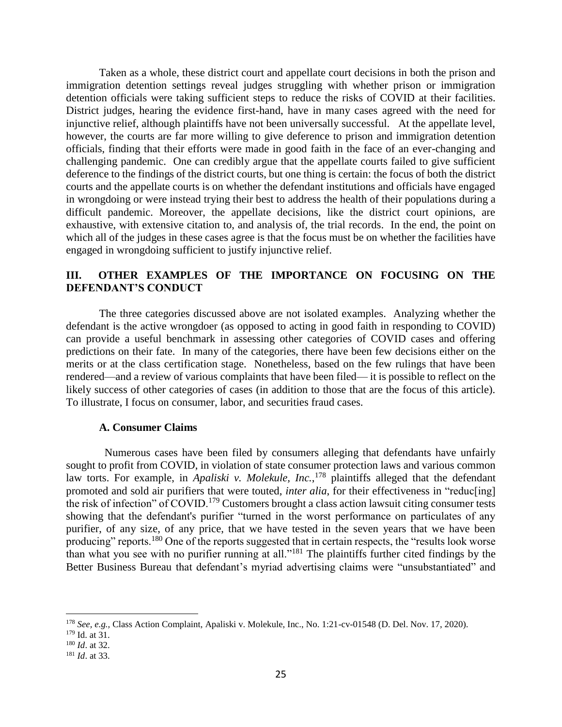Taken as a whole, these district court and appellate court decisions in both the prison and immigration detention settings reveal judges struggling with whether prison or immigration detention officials were taking sufficient steps to reduce the risks of COVID at their facilities. District judges, hearing the evidence first-hand, have in many cases agreed with the need for injunctive relief, although plaintiffs have not been universally successful. At the appellate level, however, the courts are far more willing to give deference to prison and immigration detention officials, finding that their efforts were made in good faith in the face of an ever-changing and challenging pandemic. One can credibly argue that the appellate courts failed to give sufficient deference to the findings of the district courts, but one thing is certain: the focus of both the district courts and the appellate courts is on whether the defendant institutions and officials have engaged in wrongdoing or were instead trying their best to address the health of their populations during a difficult pandemic. Moreover, the appellate decisions, like the district court opinions, are exhaustive, with extensive citation to, and analysis of, the trial records. In the end, the point on which all of the judges in these cases agree is that the focus must be on whether the facilities have engaged in wrongdoing sufficient to justify injunctive relief.

## III. OTHER EXAMPLES OF THE IMPORTANCE ON FOCUSING ON THE DEFENDANT'S CONDUCT

The three categories discussed above are not isolated examples. Analyzing whether the defendant is the active wrongdoer (as opposed to acting in good faith in responding to COVID) can provide a useful benchmark in assessing other categories of COVID cases and offering predictions on their fate. In many of the categories, there have been few decisions either on the merits or at the class certification stage. Nonetheless, based on the few rulings that have been rendered—and a review of various complaints that have been filed— it is possible to reflect on the likely success of other categories of cases (in addition to those that are the focus of this article). To illustrate, I focus on consumer, labor, and securities fraud cases.

### A. Consumer Claims

Numerous cases have been filed by consumers alleging that defendants have unfairly sought to profit from COVID, in violation of state consumer protection laws and various common law torts. For example, in *Apaliski v. Molekule, Inc.*,[178] plaintiffs alleged that the defendant promoted and sold air purifiers that were touted, *inter alia*, for their effectiveness in "reduc[ing] the risk of infection" of COVID.[179] Customers brought a class action lawsuit citing consumer tests showing that the defendant's purifier "turned in the worst performance on particulates of any purifier, of any size, of any price, that we have tested in the seven years that we have been producing" reports.[180] One of the reports suggested that in certain respects, the "results look worse than what you see with no purifier running at all."[181] The plaintiffs further cited findings by the Better Business Bureau that defendant's myriad advertising claims were "unsubstantiated" and

---

[178] *See, e.g.,* Class Action Complaint, Apaliski v. Molekule, Inc., No. 1:21-cv-01548 (D. Del. Nov. 17, 2020).

[179] Id. at 31.

[180] *Id*. at 32.

[181] *Id*. at 33.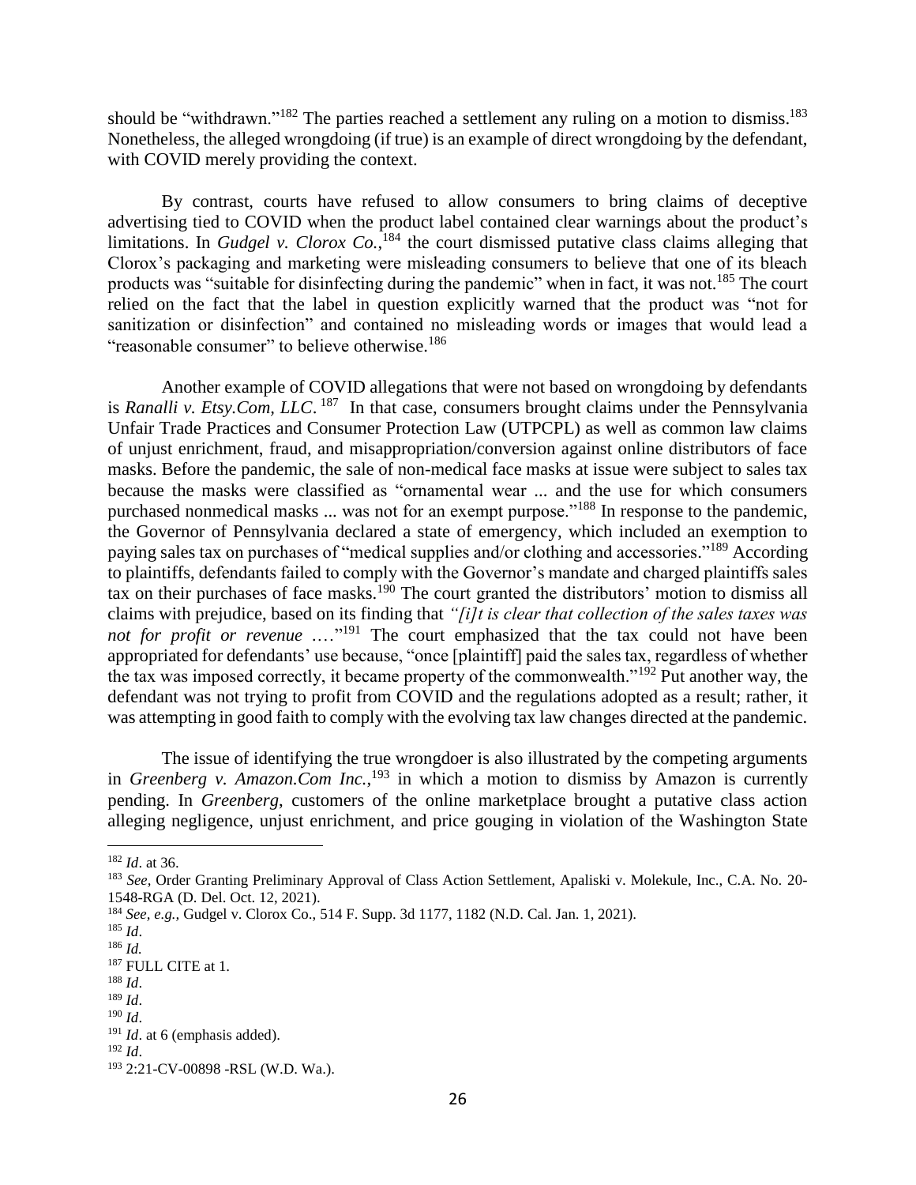should be "withdrawn."[182] The parties reached a settlement any ruling on a motion to dismiss.[183] Nonetheless, the alleged wrongdoing (if true) is an example of direct wrongdoing by the defendant, with COVID merely providing the context.

By contrast, courts have refused to allow consumers to bring claims of deceptive advertising tied to COVID when the product label contained clear warnings about the product's limitations. In *Gudgel v. Clorox Co.*,[184] the court dismissed putative class claims alleging that Clorox's packaging and marketing were misleading consumers to believe that one of its bleach products was "suitable for disinfecting during the pandemic" when in fact, it was not.[185] The court relied on the fact that the label in question explicitly warned that the product was "not for sanitization or disinfection" and contained no misleading words or images that would lead a "reasonable consumer" to believe otherwise.[186]

Another example of COVID allegations that were not based on wrongdoing by defendants is *Ranalli v. Etsy.Com, LLC*.[187] In that case, consumers brought claims under the Pennsylvania Unfair Trade Practices and Consumer Protection Law (UTPCPL) as well as common law claims of unjust enrichment, fraud, and misappropriation/conversion against online distributors of face masks. Before the pandemic, the sale of non-medical face masks at issue were subject to sales tax because the masks were classified as "ornamental wear ... and the use for which consumers purchased nonmedical masks ... was not for an exempt purpose."[188] In response to the pandemic, the Governor of Pennsylvania declared a state of emergency, which included an exemption to paying sales tax on purchases of "medical supplies and/or clothing and accessories."[189] According to plaintiffs, defendants failed to comply with the Governor's mandate and charged plaintiffs sales tax on their purchases of face masks.[190] The court granted the distributors' motion to dismiss all claims with prejudice, based on its finding that *"[i]t is clear that collection of the sales taxes was not for profit or revenue* ...."[191] The court emphasized that the tax could not have been appropriated for defendants' use because, "once [plaintiff] paid the sales tax, regardless of whether the tax was imposed correctly, it became property of the commonwealth."[192] Put another way, the defendant was not trying to profit from COVID and the regulations adopted as a result; rather, it was attempting in good faith to comply with the evolving tax law changes directed at the pandemic.

The issue of identifying the true wrongdoer is also illustrated by the competing arguments in *Greenberg v. Amazon.Com Inc.*,[193] in which a motion to dismiss by Amazon is currently pending. In *Greenberg*, customers of the online marketplace brought a putative class action alleging negligence, unjust enrichment, and price gouging in violation of the Washington State

---

[182] *Id*. at 36.

[183] *See*, Order Granting Preliminary Approval of Class Action Settlement, Apaliski v. Molekule, Inc., C.A. No. 20-1548-RGA (D. Del. Oct. 12, 2021).

[184] *See, e.g.,* Gudgel v. Clorox Co., 514 F. Supp. 3d 1177, 1182 (N.D. Cal. Jan. 1, 2021).

[185] *Id*.

[186] *Id.*

[187] FULL CITE at 1.

[188] *Id*.

[189] *Id*.

[190] *Id*.

[191] *Id*. at 6 (emphasis added).

[192] *Id*.

[193] 2:21-CV-00898 -RSL (W.D. Wa.).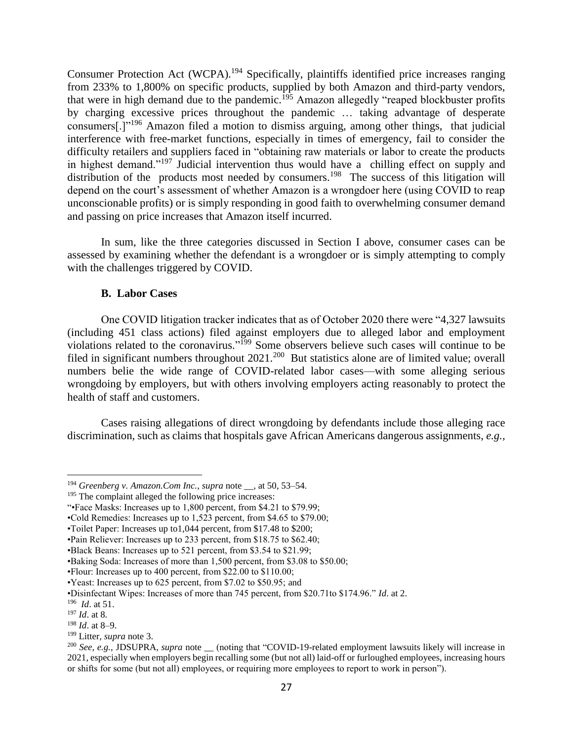Consumer Protection Act (WCPA).[194] Specifically, plaintiffs identified price increases ranging from 233% to 1,800% on specific products, supplied by both Amazon and third-party vendors, that were in high demand due to the pandemic.[195] Amazon allegedly "reaped blockbuster profits by charging excessive prices throughout the pandemic … taking advantage of desperate consumers[.]"[196] Amazon filed a motion to dismiss arguing, among other things, that judicial interference with free-market functions, especially in times of emergency, fail to consider the difficulty retailers and suppliers faced in "obtaining raw materials or labor to create the products in highest demand."[197] Judicial intervention thus would have a chilling effect on supply and distribution of the products most needed by consumers.[198] The success of this litigation will depend on the court's assessment of whether Amazon is a wrongdoer here (using COVID to reap unconscionable profits) or is simply responding in good faith to overwhelming consumer demand and passing on price increases that Amazon itself incurred.

In sum, like the three categories discussed in Section I above, consumer cases can be assessed by examining whether the defendant is a wrongdoer or is simply attempting to comply with the challenges triggered by COVID.

### B. Labor Cases

One COVID litigation tracker indicates that as of October 2020 there were "4,327 lawsuits (including 451 class actions) filed against employers due to alleged labor and employment violations related to the coronavirus."[199] Some observers believe such cases will continue to be filed in significant numbers throughout 2021.[200] But statistics alone are of limited value; overall numbers belie the wide range of COVID-related labor cases—with some alleging serious wrongdoing by employers, but with others involving employers acting reasonably to protect the health of staff and customers.

Cases raising allegations of direct wrongdoing by defendants include those alleging race discrimination, such as claims that hospitals gave African Americans dangerous assignments, *e.g.*,

---

[194] *Greenberg v. Amazon.Com Inc.*, *supra* note __, at 50, 53–54.

[195] The complaint alleged the following price increases:

"•Face Masks: Increases up to 1,800 percent, from $4.21 to $79.99;

•Cold Remedies: Increases up to 1,523 percent, from $4.65 to $79.00;

•Toilet Paper: Increases up to1,044 percent, from $17.48 to $200;

•Pain Reliever: Increases up to 233 percent, from $18.75 to $62.40;

•Black Beans: Increases up to 521 percent, from $3.54 to $21.99;

•Baking Soda: Increases of more than 1,500 percent, from $3.08 to $50.00;

•Flour: Increases up to 400 percent, from $22.00 to $110.00;

•Yeast: Increases up to 625 percent, from $7.02 to $50.95; and

•Disinfectant Wipes: Increases of more than 745 percent, from $20.71to $174.96." *Id*. at 2.

[196] *Id*. at 51.

[197] *Id*. at 8.

[198] *Id*. at 8–9.

[199] Litter, *supra* note 3.

[200] *See, e.g.*, JDSUPRA, *supra* note __ (noting that "COVID-19-related employment lawsuits likely will increase in 2021, especially when employers begin recalling some (but not all) laid-off or furloughed employees, increasing hours or shifts for some (but not all) employees, or requiring more employees to report to work in person").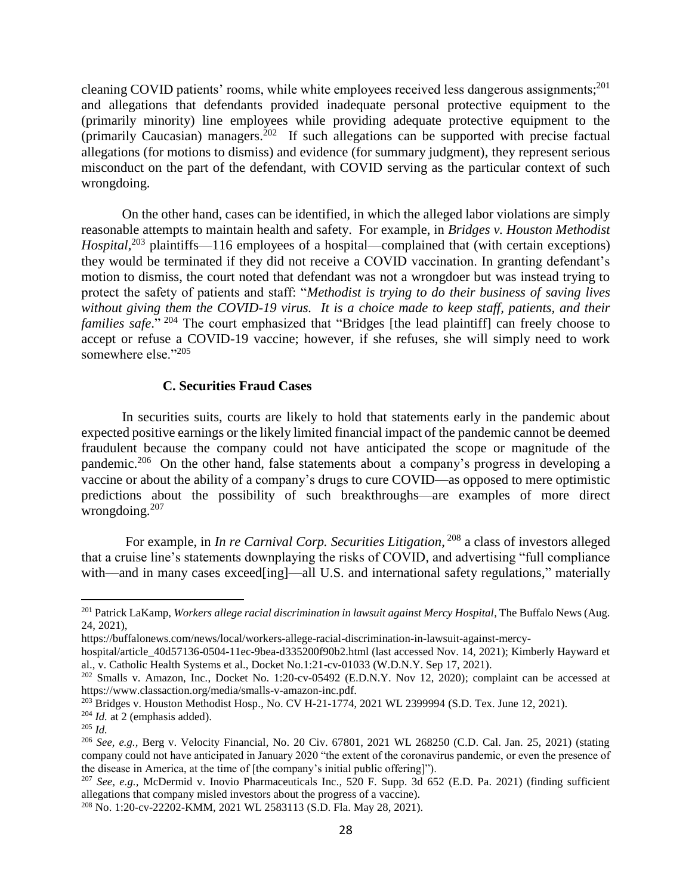cleaning COVID patients' rooms, while white employees received less dangerous assignments;[201] and allegations that defendants provided inadequate personal protective equipment to the (primarily minority) line employees while providing adequate protective equipment to the (primarily Caucasian) managers.[202] If such allegations can be supported with precise factual allegations (for motions to dismiss) and evidence (for summary judgment), they represent serious misconduct on the part of the defendant, with COVID serving as the particular context of such wrongdoing.

On the other hand, cases can be identified, in which the alleged labor violations are simply reasonable attempts to maintain health and safety. For example, in *Bridges v. Houston Methodist Hospital*,[203] plaintiffs—116 employees of a hospital—complained that (with certain exceptions) they would be terminated if they did not receive a COVID vaccination. In granting defendant's motion to dismiss, the court noted that defendant was not a wrongdoer but was instead trying to protect the safety of patients and staff: "*Methodist is trying to do their business of saving lives without giving them the COVID-19 virus. It is a choice made to keep staff, patients, and their families safe*."[204] The court emphasized that "Bridges [the lead plaintiff] can freely choose to accept or refuse a COVID-19 vaccine; however, if she refuses, she will simply need to work somewhere else."[205]

### C. Securities Fraud Cases

In securities suits, courts are likely to hold that statements early in the pandemic about expected positive earnings or the likely limited financial impact of the pandemic cannot be deemed fraudulent because the company could not have anticipated the scope or magnitude of the pandemic.[206] On the other hand, false statements about a company's progress in developing a vaccine or about the ability of a company's drugs to cure COVID—as opposed to mere optimistic predictions about the possibility of such breakthroughs—are examples of more direct wrongdoing.[207]

For example, in *In re Carnival Corp. Securities Litigation*,[208] a class of investors alleged that a cruise line's statements downplaying the risks of COVID, and advertising "full compliance with—and in many cases exceed[ing]—all U.S. and international safety regulations," materially

---

[201] Patrick LaKamp, *Workers allege racial discrimination in lawsuit against Mercy Hospital*, The Buffalo News (Aug. 24, 2021), https://buffalonews.com/news/local/workers-allege-racial-discrimination-in-lawsuit-against-mercy-hospital/article_40d57136-0504-11ec-9bea-d335200f90b2.html (last accessed Nov. 14, 2021); Kimberly Hayward et al., v. Catholic Health Systems et al., Docket No.1:21-cv-01033 (W.D.N.Y. Sep 17, 2021).

[202] Smalls v. Amazon, Inc., Docket No. 1:20-cv-05492 (E.D.N.Y. Nov 12, 2020); complaint can be accessed at https://www.classaction.org/media/smalls-v-amazon-inc.pdf.

[203] Bridges v. Houston Methodist Hosp., No. CV H-21-1774, 2021 WL 2399994 (S.D. Tex. June 12, 2021).

[204] *Id.* at 2 (emphasis added).

[205] *Id.*

[206] *See, e.g.,* Berg v. Velocity Financial, No. 20 Civ. 67801, 2021 WL 268250 (C.D. Cal. Jan. 25, 2021) (stating company could not have anticipated in January 2020 "the extent of the coronavirus pandemic, or even the presence of the disease in America, at the time of [the company's initial public offering]").

[207] *See, e.g.,* McDermid v. Inovio Pharmaceuticals Inc., 520 F. Supp. 3d 652 (E.D. Pa. 2021) (finding sufficient allegations that company misled investors about the progress of a vaccine).

[208] No. 1:20-cv-22202-KMM, 2021 WL 2583113 (S.D. Fla. May 28, 2021).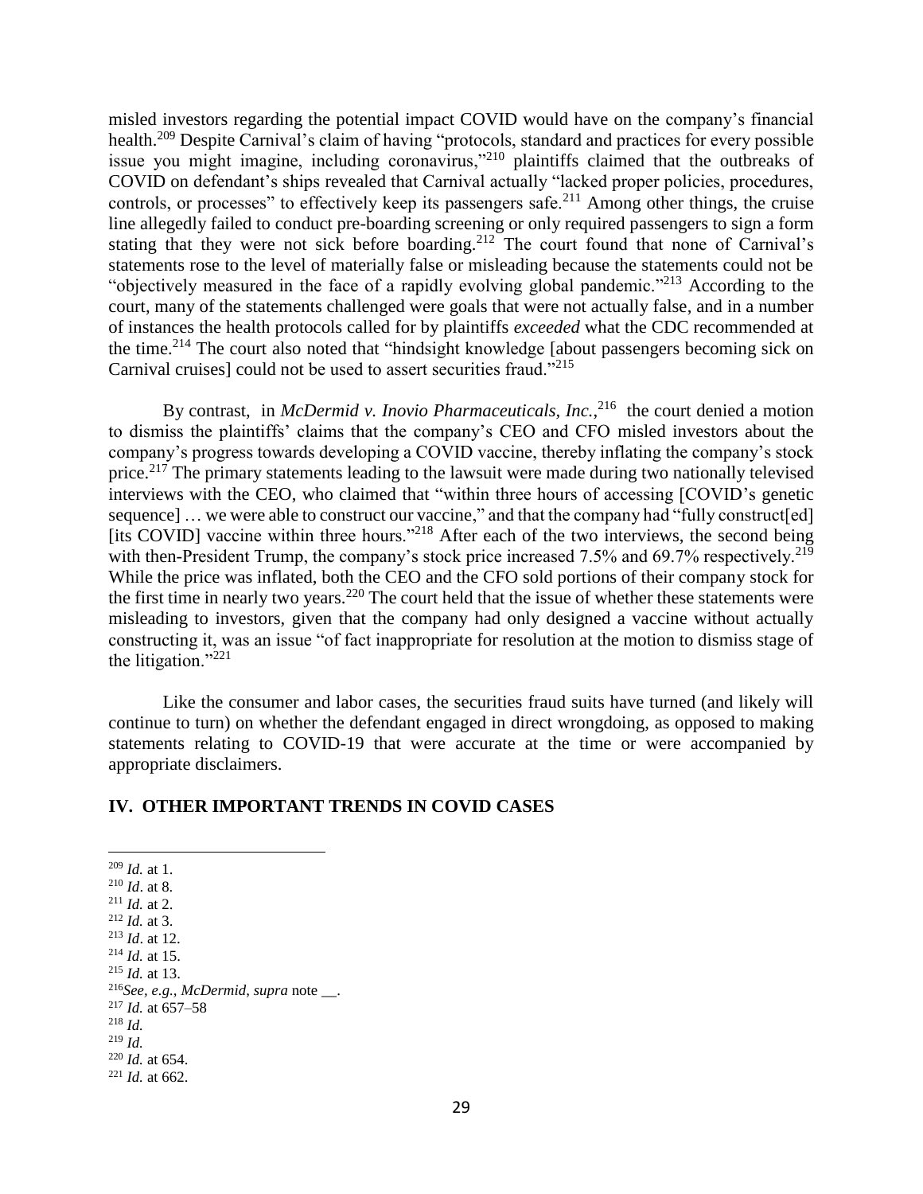misled investors regarding the potential impact COVID would have on the company's financial health.[209] Despite Carnival's claim of having "protocols, standard and practices for every possible issue you might imagine, including coronavirus,"[210] plaintiffs claimed that the outbreaks of COVID on defendant's ships revealed that Carnival actually "lacked proper policies, procedures, controls, or processes" to effectively keep its passengers safe.[211] Among other things, the cruise line allegedly failed to conduct pre-boarding screening or only required passengers to sign a form stating that they were not sick before boarding.[212] The court found that none of Carnival's statements rose to the level of materially false or misleading because the statements could not be "objectively measured in the face of a rapidly evolving global pandemic."[213] According to the court, many of the statements challenged were goals that were not actually false, and in a number of instances the health protocols called for by plaintiffs *exceeded* what the CDC recommended at the time.[214] The court also noted that "hindsight knowledge [about passengers becoming sick on Carnival cruises] could not be used to assert securities fraud."[215]

By contrast, in *McDermid v. Inovio Pharmaceuticals, Inc.*,[216] the court denied a motion to dismiss the plaintiffs' claims that the company's CEO and CFO misled investors about the company's progress towards developing a COVID vaccine, thereby inflating the company's stock price.[217] The primary statements leading to the lawsuit were made during two nationally televised interviews with the CEO, who claimed that "within three hours of accessing [COVID's genetic sequence] … we were able to construct our vaccine," and that the company had "fully construct[ed] [its COVID] vaccine within three hours."[218] After each of the two interviews, the second being with then-President Trump, the company's stock price increased 7.5% and 69.7% respectively.[219] While the price was inflated, both the CEO and the CFO sold portions of their company stock for the first time in nearly two years.[220] The court held that the issue of whether these statements were misleading to investors, given that the company had only designed a vaccine without actually constructing it, was an issue "of fact inappropriate for resolution at the motion to dismiss stage of the litigation."[221]

Like the consumer and labor cases, the securities fraud suits have turned (and likely will continue to turn) on whether the defendant engaged in direct wrongdoing, as opposed to making statements relating to COVID-19 that were accurate at the time or were accompanied by appropriate disclaimers.

## IV. OTHER IMPORTANT TRENDS IN COVID CASES

[209] *Id.* at 1.

[210] *Id*. at 8.

[211] *Id.* at 2.

[212] *Id.* at 3.

[213] *Id*. at 12.

[214] *Id.* at 15.

[215] *Id.* at 13.

[216] *See, e.g., McDermid*, *supra* note __.

[217] *Id.* at 657–58

[218] *Id.*

[219] *Id.*

[220] *Id.* at 654.

[221] *Id.* at 662.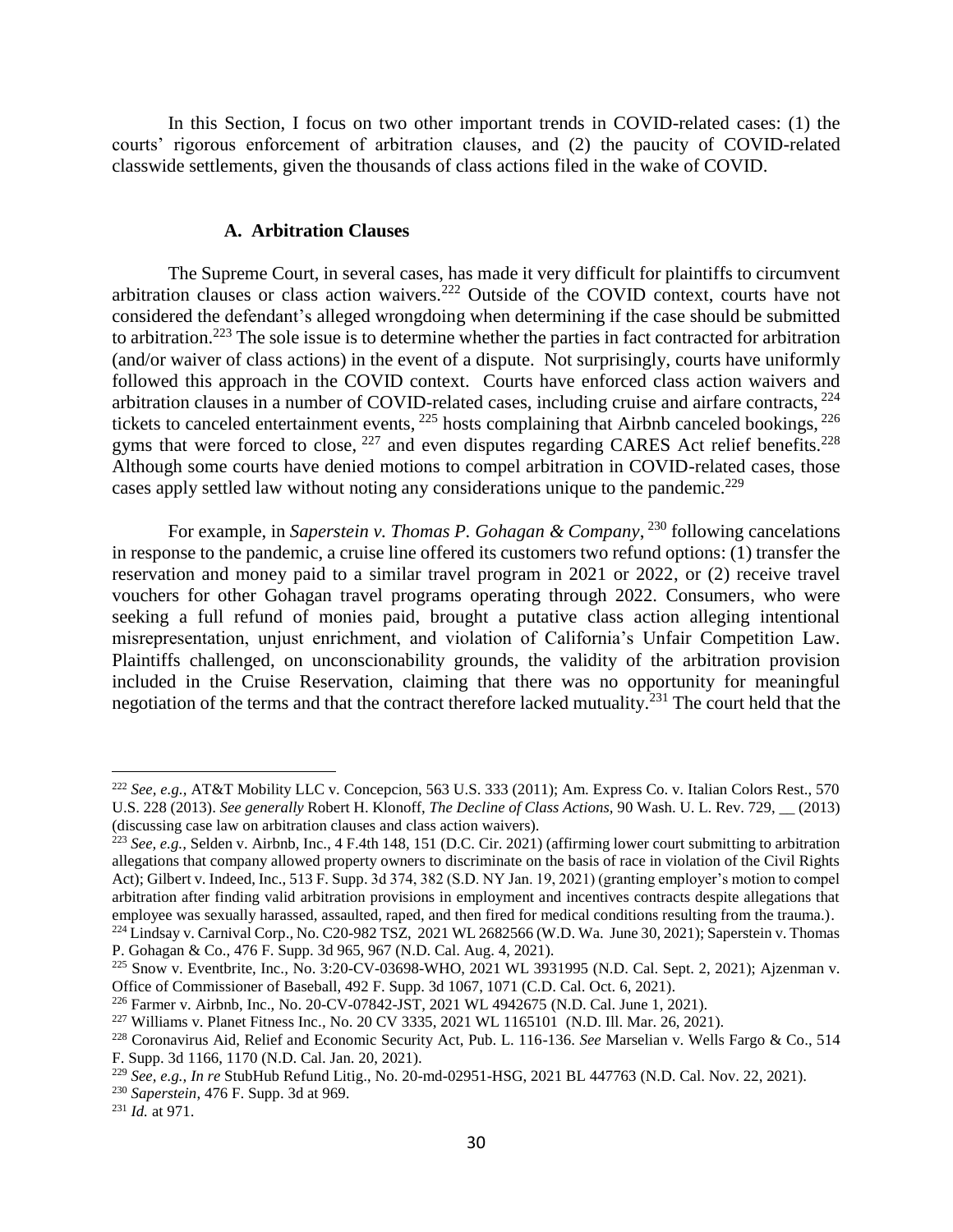In this Section, I focus on two other important trends in COVID-related cases: (1) the courts' rigorous enforcement of arbitration clauses, and (2) the paucity of COVID-related classwide settlements, given the thousands of class actions filed in the wake of COVID.

### A. Arbitration Clauses

The Supreme Court, in several cases, has made it very difficult for plaintiffs to circumvent arbitration clauses or class action waivers.[222] Outside of the COVID context, courts have not considered the defendant's alleged wrongdoing when determining if the case should be submitted to arbitration.[223] The sole issue is to determine whether the parties in fact contracted for arbitration (and/or waiver of class actions) in the event of a dispute. Not surprisingly, courts have uniformly followed this approach in the COVID context. Courts have enforced class action waivers and arbitration clauses in a number of COVID-related cases, including cruise and airfare contracts, [224] tickets to canceled entertainment events, [225] hosts complaining that Airbnb canceled bookings, [226] gyms that were forced to close, [227] and even disputes regarding CARES Act relief benefits.[228] Although some courts have denied motions to compel arbitration in COVID-related cases, those cases apply settled law without noting any considerations unique to the pandemic.[229]

For example, in *Saperstein v. Thomas P. Gohagan & Company*, [230] following cancelations in response to the pandemic, a cruise line offered its customers two refund options: (1) transfer the reservation and money paid to a similar travel program in 2021 or 2022, or (2) receive travel vouchers for other Gohagan travel programs operating through 2022. Consumers, who were seeking a full refund of monies paid, brought a putative class action alleging intentional misrepresentation, unjust enrichment, and violation of California's Unfair Competition Law. Plaintiffs challenged, on unconscionability grounds, the validity of the arbitration provision included in the Cruise Reservation, claiming that there was no opportunity for meaningful negotiation of the terms and that the contract therefore lacked mutuality.[231] The court held that the

---

[222] *See, e.g.*, AT&T Mobility LLC v. Concepcion, 563 U.S. 333 (2011); Am. Express Co. v. Italian Colors Rest., 570 U.S. 228 (2013). *See generally* Robert H. Klonoff, *The Decline of Class Actions*, 90 Wash. U. L. Rev. 729, __ (2013) (discussing case law on arbitration clauses and class action waivers).

[223] *See, e.g.*, Selden v. Airbnb, Inc., 4 F.4th 148, 151 (D.C. Cir. 2021) (affirming lower court submitting to arbitration allegations that company allowed property owners to discriminate on the basis of race in violation of the Civil Rights Act); Gilbert v. Indeed, Inc., 513 F. Supp. 3d 374, 382 (S.D. NY Jan. 19, 2021) (granting employer's motion to compel arbitration after finding valid arbitration provisions in employment and incentives contracts despite allegations that employee was sexually harassed, assaulted, raped, and then fired for medical conditions resulting from the trauma.).

[224] Lindsay v. Carnival Corp., No. C20-982 TSZ, 2021 WL 2682566 (W.D. Wa. June 30, 2021); Saperstein v. Thomas P. Gohagan & Co., 476 F. Supp. 3d 965, 967 (N.D. Cal. Aug. 4, 2021).

[225] Snow v. Eventbrite, Inc., No. 3:20-CV-03698-WHO, 2021 WL 3931995 (N.D. Cal. Sept. 2, 2021); Ajzenman v. Office of Commissioner of Baseball, 492 F. Supp. 3d 1067, 1071 (C.D. Cal. Oct. 6, 2021).

[226] Farmer v. Airbnb, Inc., No. 20-CV-07842-JST, 2021 WL 4942675 (N.D. Cal. June 1, 2021).

[227] Williams v. Planet Fitness Inc., No. 20 CV 3335, 2021 WL 1165101 (N.D. Ill. Mar. 26, 2021).

[228] Coronavirus Aid, Relief and Economic Security Act, Pub. L. 116-136. *See* Marselian v. Wells Fargo & Co., 514 F. Supp. 3d 1166, 1170 (N.D. Cal. Jan. 20, 2021).

[229] *See, e.g., In re* StubHub Refund Litig., No. 20-md-02951-HSG, 2021 BL 447763 (N.D. Cal. Nov. 22, 2021).

[230] *Saperstein*, 476 F. Supp. 3d at 969.

[231] *Id.* at 971.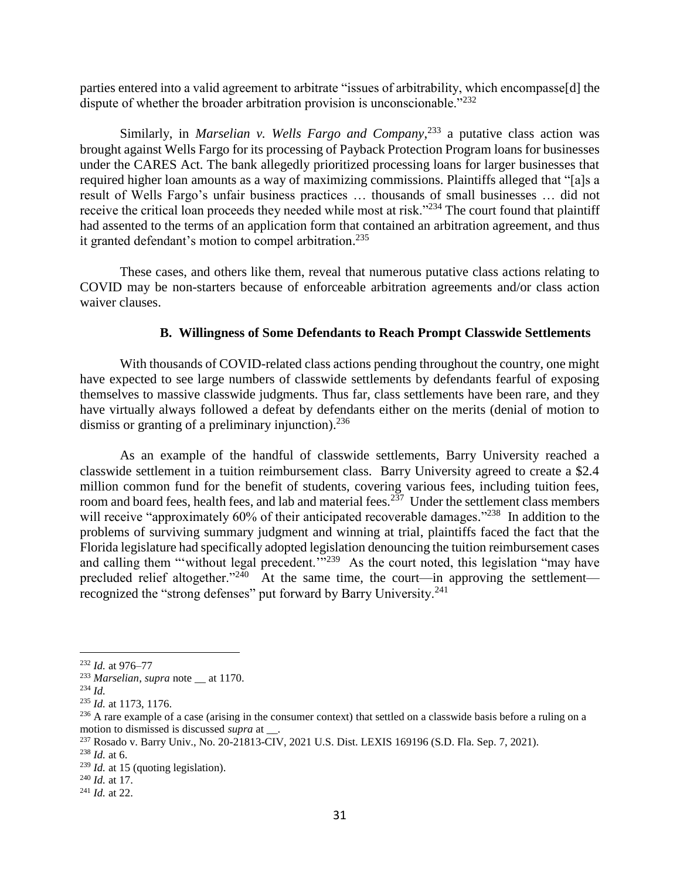parties entered into a valid agreement to arbitrate "issues of arbitrability, which encompasse[d] the dispute of whether the broader arbitration provision is unconscionable."[232]

Similarly, in *Marselian v. Wells Fargo and Company*,[233] a putative class action was brought against Wells Fargo for its processing of Payback Protection Program loans for businesses under the CARES Act. The bank allegedly prioritized processing loans for larger businesses that required higher loan amounts as a way of maximizing commissions. Plaintiffs alleged that "[a]s a result of Wells Fargo's unfair business practices … thousands of small businesses … did not receive the critical loan proceeds they needed while most at risk."[234] The court found that plaintiff had assented to the terms of an application form that contained an arbitration agreement, and thus it granted defendant's motion to compel arbitration.[235]

These cases, and others like them, reveal that numerous putative class actions relating to COVID may be non-starters because of enforceable arbitration agreements and/or class action waiver clauses.

### B. Willingness of Some Defendants to Reach Prompt Classwide Settlements

With thousands of COVID-related class actions pending throughout the country, one might have expected to see large numbers of classwide settlements by defendants fearful of exposing themselves to massive classwide judgments. Thus far, class settlements have been rare, and they have virtually always followed a defeat by defendants either on the merits (denial of motion to dismiss or granting of a preliminary injunction).[236]

As an example of the handful of classwide settlements, Barry University reached a classwide settlement in a tuition reimbursement class. Barry University agreed to create a $2.4 million common fund for the benefit of students, covering various fees, including tuition fees, room and board fees, health fees, and lab and material fees.[237] Under the settlement class members will receive "approximately 60% of their anticipated recoverable damages."[238] In addition to the problems of surviving summary judgment and winning at trial, plaintiffs faced the fact that the Florida legislature had specifically adopted legislation denouncing the tuition reimbursement cases and calling them "'without legal precedent.'"[239] As the court noted, this legislation "may have precluded relief altogether."[240] At the same time, the court—in approving the settlement—recognized the "strong defenses" put forward by Barry University.[241]

---

[232] *Id.* at 976–77

[233] *Marselian*, *supra* note __ at 1170.

[234] *Id.*

[235] *Id.* at 1173, 1176.

[236] A rare example of a case (arising in the consumer context) that settled on a classwide basis before a ruling on a motion to dismissed is discussed *supra* at __.

[237] Rosado v. Barry Univ., No. 20-21813-CIV, 2021 U.S. Dist. LEXIS 169196 (S.D. Fla. Sep. 7, 2021).

[238] *Id.* at 6.

[239] *Id.* at 15 (quoting legislation).

[240] *Id.* at 17.

[241] *Id.* at 22.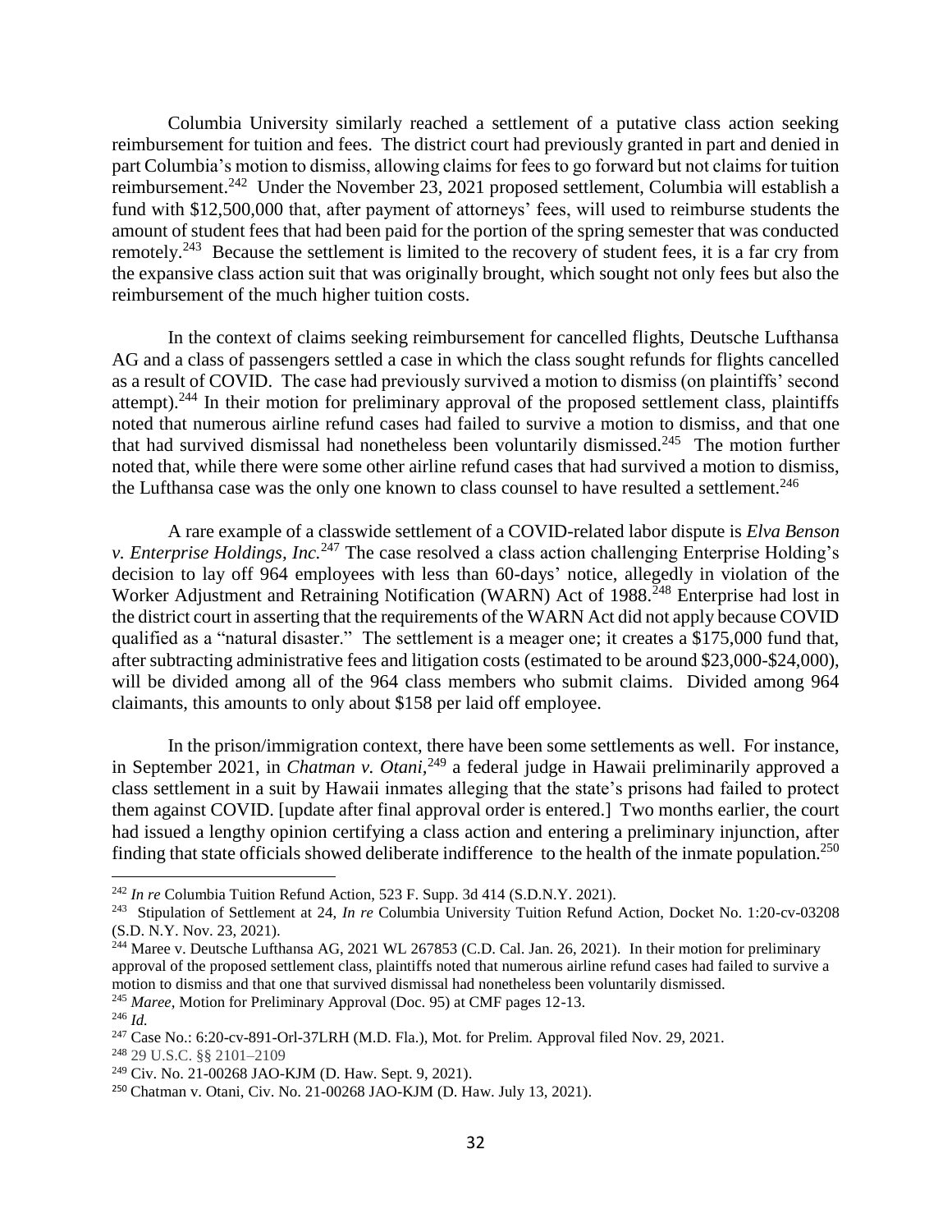Columbia University similarly reached a settlement of a putative class action seeking reimbursement for tuition and fees. The district court had previously granted in part and denied in part Columbia's motion to dismiss, allowing claims for fees to go forward but not claims for tuition reimbursement.[242] Under the November 23, 2021 proposed settlement, Columbia will establish a fund with $12,500,000 that, after payment of attorneys' fees, will used to reimburse students the amount of student fees that had been paid for the portion of the spring semester that was conducted remotely.[243] Because the settlement is limited to the recovery of student fees, it is a far cry from the expansive class action suit that was originally brought, which sought not only fees but also the reimbursement of the much higher tuition costs.

In the context of claims seeking reimbursement for cancelled flights, Deutsche Lufthansa AG and a class of passengers settled a case in which the class sought refunds for flights cancelled as a result of COVID. The case had previously survived a motion to dismiss (on plaintiffs' second attempt).[244] In their motion for preliminary approval of the proposed settlement class, plaintiffs noted that numerous airline refund cases had failed to survive a motion to dismiss, and that one that had survived dismissal had nonetheless been voluntarily dismissed.[245] The motion further noted that, while there were some other airline refund cases that had survived a motion to dismiss, the Lufthansa case was the only one known to class counsel to have resulted a settlement.[246]

A rare example of a classwide settlement of a COVID-related labor dispute is *Elva Benson v. Enterprise Holdings, Inc.*[247] The case resolved a class action challenging Enterprise Holding's decision to lay off 964 employees with less than 60-days' notice, allegedly in violation of the Worker Adjustment and Retraining Notification (WARN) Act of 1988.[248] Enterprise had lost in the district court in asserting that the requirements of the WARN Act did not apply because COVID qualified as a "natural disaster." The settlement is a meager one; it creates a $175,000 fund that, after subtracting administrative fees and litigation costs (estimated to be around $23,000-$24,000), will be divided among all of the 964 class members who submit claims. Divided among 964 claimants, this amounts to only about $158 per laid off employee.

In the prison/immigration context, there have been some settlements as well. For instance, in September 2021, in *Chatman v. Otani*,[249] a federal judge in Hawaii preliminarily approved a class settlement in a suit by Hawaii inmates alleging that the state's prisons had failed to protect them against COVID. [update after final approval order is entered.] Two months earlier, the court had issued a lengthy opinion certifying a class action and entering a preliminary injunction, after finding that state officials showed deliberate indifference to the health of the inmate population.[250]

---

[242] *In re* Columbia Tuition Refund Action, 523 F. Supp. 3d 414 (S.D.N.Y. 2021).

[243] Stipulation of Settlement at 24, *In re* Columbia University Tuition Refund Action, Docket No. 1:20-cv-03208 (S.D. N.Y. Nov. 23, 2021).

[244] Maree v. Deutsche Lufthansa AG, 2021 WL 267853 (C.D. Cal. Jan. 26, 2021). In their motion for preliminary approval of the proposed settlement class, plaintiffs noted that numerous airline refund cases had failed to survive a motion to dismiss and that one that survived dismissal had nonetheless been voluntarily dismissed.

[245] *Maree*, Motion for Preliminary Approval (Doc. 95) at CMF pages 12-13.

[246] *Id.*

[247] Case No.: 6:20-cv-891-Orl-37LRH (M.D. Fla.), Mot. for Prelim. Approval filed Nov. 29, 2021.

[248] 29 U.S.C. §§ 2101–2109

[249] Civ. No. 21-00268 JAO-KJM (D. Haw. Sept. 9, 2021).

[250] Chatman v. Otani, Civ. No. 21-00268 JAO-KJM (D. Haw. July 13, 2021).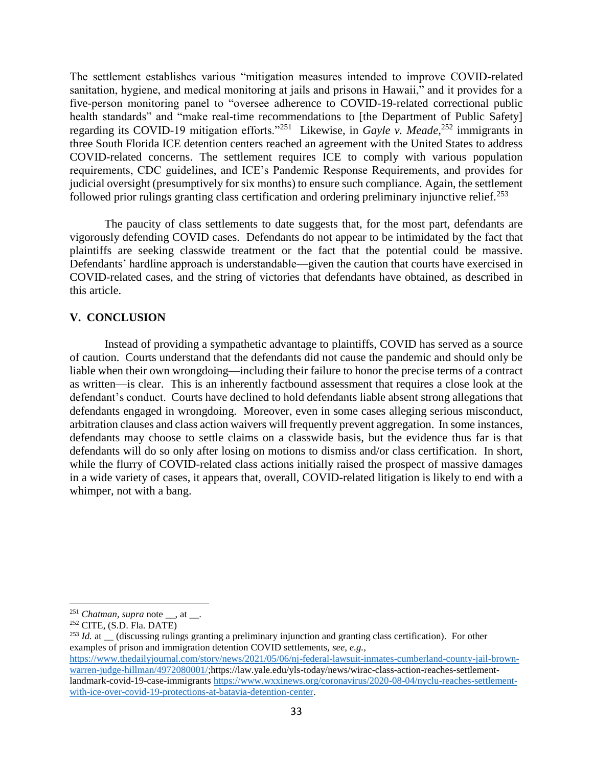The settlement establishes various "mitigation measures intended to improve COVID-related sanitation, hygiene, and medical monitoring at jails and prisons in Hawaii," and it provides for a five-person monitoring panel to "oversee adherence to COVID-19-related correctional public health standards" and "make real-time recommendations to [the Department of Public Safety] regarding its COVID-19 mitigation efforts."[251] Likewise, in *Gayle v. Meade*,[252] immigrants in three South Florida ICE detention centers reached an agreement with the United States to address COVID-related concerns. The settlement requires ICE to comply with various population requirements, CDC guidelines, and ICE's Pandemic Response Requirements, and provides for judicial oversight (presumptively for six months) to ensure such compliance. Again, the settlement followed prior rulings granting class certification and ordering preliminary injunctive relief.[253]

The paucity of class settlements to date suggests that, for the most part, defendants are vigorously defending COVID cases. Defendants do not appear to be intimidated by the fact that plaintiffs are seeking classwide treatment or the fact that the potential could be massive. Defendants' hardline approach is understandable—given the caution that courts have exercised in COVID-related cases, and the string of victories that defendants have obtained, as described in this article.

## V. CONCLUSION

Instead of providing a sympathetic advantage to plaintiffs, COVID has served as a source of caution. Courts understand that the defendants did not cause the pandemic and should only be liable when their own wrongdoing—including their failure to honor the precise terms of a contract as written—is clear. This is an inherently factbound assessment that requires a close look at the defendant's conduct. Courts have declined to hold defendants liable absent strong allegations that defendants engaged in wrongdoing. Moreover, even in some cases alleging serious misconduct, arbitration clauses and class action waivers will frequently prevent aggregation. In some instances, defendants may choose to settle claims on a classwide basis, but the evidence thus far is that defendants will do so only after losing on motions to dismiss and/or class certification. In short, while the flurry of COVID-related class actions initially raised the prospect of massive damages in a wide variety of cases, it appears that, overall, COVID-related litigation is likely to end with a whimper, not with a bang.

---

[251] *Chatman, supra* note __, at __.

[252] CITE, (S.D. Fla. DATE)

[253] *Id.* at __ (discussing rulings granting a preliminary injunction and granting class certification). For other examples of prison and immigration detention COVID settlements, *see, e.g.*, https://www.thedailyjournal.com/story/news/2021/05/06/nj-federal-lawsuit-inmates-cumberland-county-jail-brown-warren-judge-hillman/4972080001/;https://law.yale.edu/yls-today/news/wirac-class-action-reaches-settlement-landmark-covid-19-case-immigrants https://www.wxxinews.org/coronavirus/2020-08-04/nyclu-reaches-settlement-with-ice-over-covid-19-protections-at-batavia-detention-center.